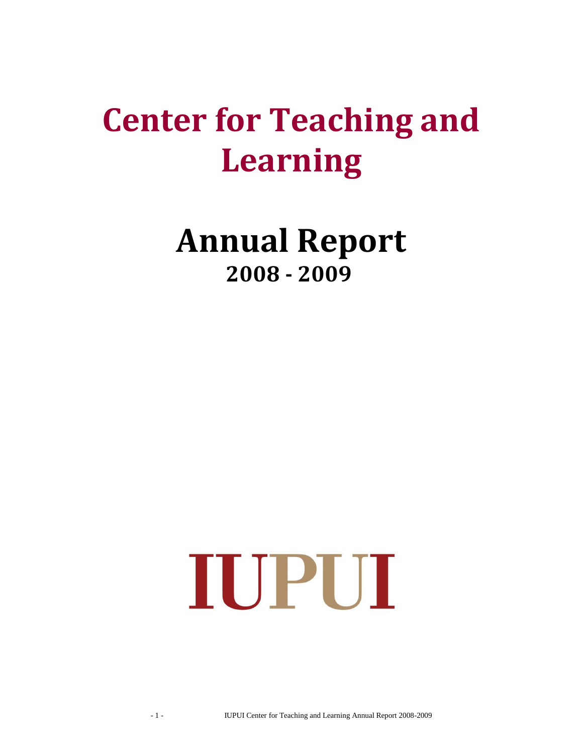# Center for Teaching and Learning

# Annual Report
## 2008 - 2009

IUPUI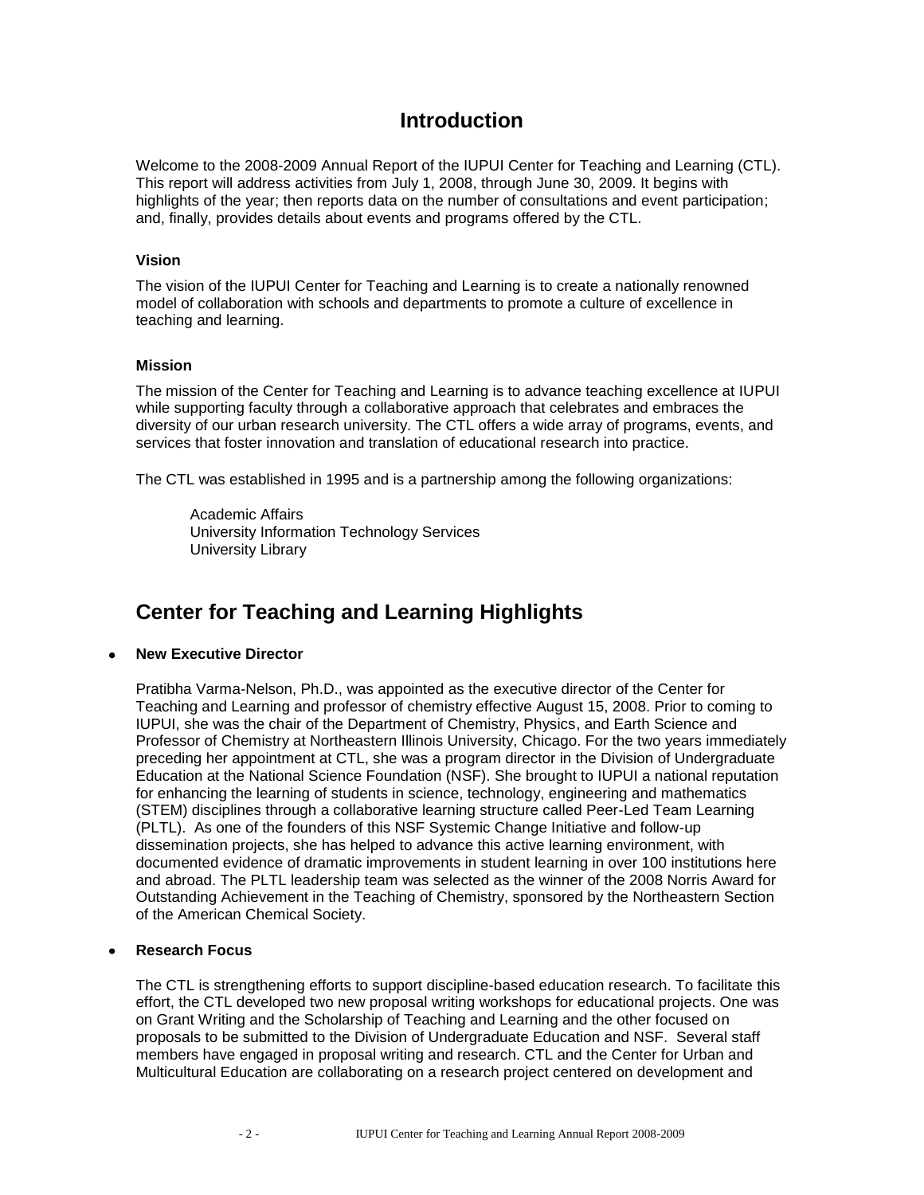# Introduction

Welcome to the 2008-2009 Annual Report of the IUPUI Center for Teaching and Learning (CTL). This report will address activities from July 1, 2008, through June 30, 2009. It begins with highlights of the year; then reports data on the number of consultations and event participation; and, finally, provides details about events and programs offered by the CTL.

### Vision

The vision of the IUPUI Center for Teaching and Learning is to create a nationally renowned model of collaboration with schools and departments to promote a culture of excellence in teaching and learning.

### Mission

The mission of the Center for Teaching and Learning is to advance teaching excellence at IUPUI while supporting faculty through a collaborative approach that celebrates and embraces the diversity of our urban research university. The CTL offers a wide array of programs, events, and services that foster innovation and translation of educational research into practice.

The CTL was established in 1995 and is a partnership among the following organizations:

Academic Affairs
University Information Technology Services
University Library

# Center for Teaching and Learning Highlights

- **New Executive Director**

  Pratibha Varma-Nelson, Ph.D., was appointed as the executive director of the Center for Teaching and Learning and professor of chemistry effective August 15, 2008. Prior to coming to IUPUI, she was the chair of the Department of Chemistry, Physics, and Earth Science and Professor of Chemistry at Northeastern Illinois University, Chicago. For the two years immediately preceding her appointment at CTL, she was a program director in the Division of Undergraduate Education at the National Science Foundation (NSF). She brought to IUPUI a national reputation for enhancing the learning of students in science, technology, engineering and mathematics (STEM) disciplines through a collaborative learning structure called Peer-Led Team Learning (PLTL). As one of the founders of this NSF Systemic Change Initiative and follow-up dissemination projects, she has helped to advance this active learning environment, with documented evidence of dramatic improvements in student learning in over 100 institutions here and abroad. The PLTL leadership team was selected as the winner of the 2008 Norris Award for Outstanding Achievement in the Teaching of Chemistry, sponsored by the Northeastern Section of the American Chemical Society.

- **Research Focus**

  The CTL is strengthening efforts to support discipline-based education research. To facilitate this effort, the CTL developed two new proposal writing workshops for educational projects. One was on Grant Writing and the Scholarship of Teaching and Learning and the other focused on proposals to be submitted to the Division of Undergraduate Education and NSF. Several staff members have engaged in proposal writing and research. CTL and the Center for Urban and Multicultural Education are collaborating on a research project centered on development and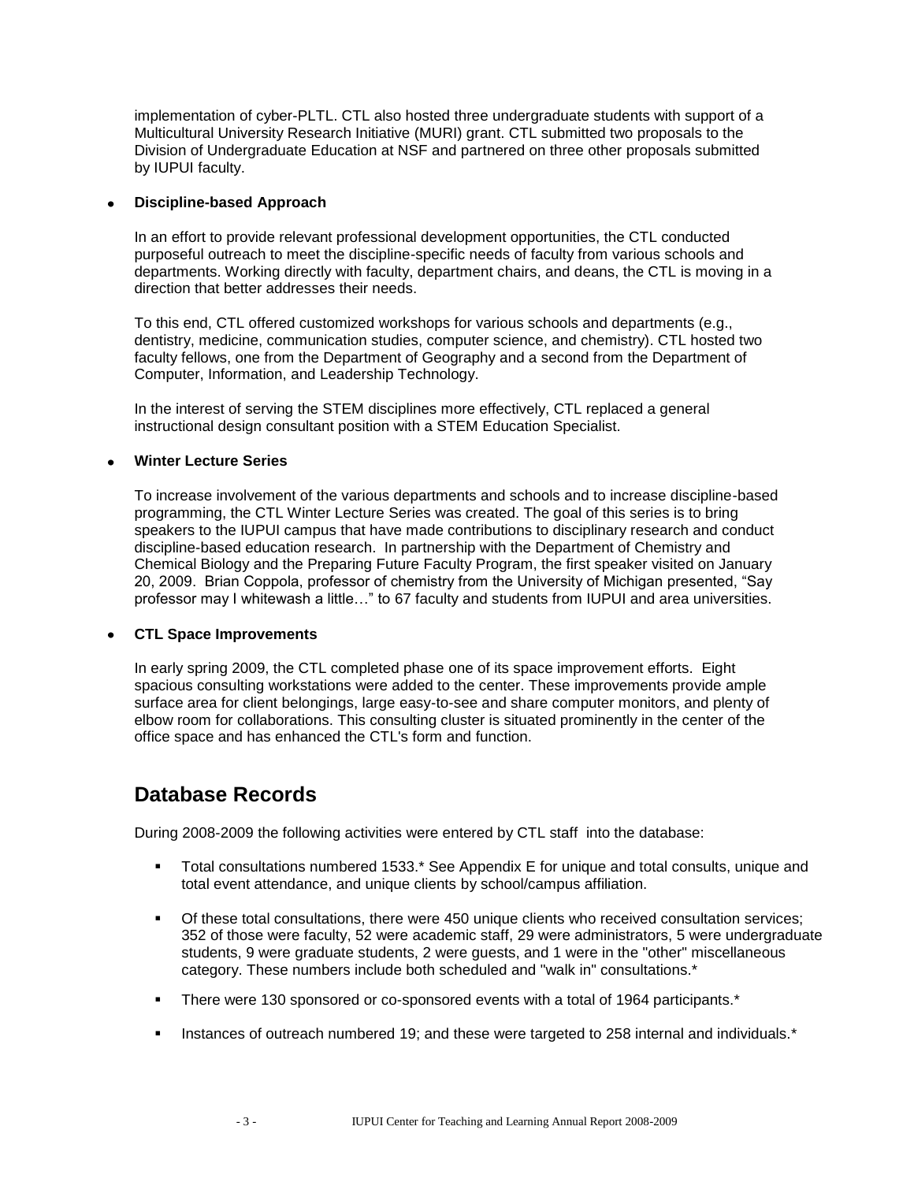implementation of cyber-PLTL. CTL also hosted three undergraduate students with support of a Multicultural University Research Initiative (MURI) grant. CTL submitted two proposals to the Division of Undergraduate Education at NSF and partnered on three other proposals submitted by IUPUI faculty.

- **Discipline-based Approach**

  In an effort to provide relevant professional development opportunities, the CTL conducted purposeful outreach to meet the discipline-specific needs of faculty from various schools and departments. Working directly with faculty, department chairs, and deans, the CTL is moving in a direction that better addresses their needs.

  To this end, CTL offered customized workshops for various schools and departments (e.g., dentistry, medicine, communication studies, computer science, and chemistry). CTL hosted two faculty fellows, one from the Department of Geography and a second from the Department of Computer, Information, and Leadership Technology.

  In the interest of serving the STEM disciplines more effectively, CTL replaced a general instructional design consultant position with a STEM Education Specialist.

- **Winter Lecture Series**

  To increase involvement of the various departments and schools and to increase discipline-based programming, the CTL Winter Lecture Series was created. The goal of this series is to bring speakers to the IUPUI campus that have made contributions to disciplinary research and conduct discipline-based education research. In partnership with the Department of Chemistry and Chemical Biology and the Preparing Future Faculty Program, the first speaker visited on January 20, 2009. Brian Coppola, professor of chemistry from the University of Michigan presented, "Say professor may I whitewash a little…" to 67 faculty and students from IUPUI and area universities.

- **CTL Space Improvements**

  In early spring 2009, the CTL completed phase one of its space improvement efforts. Eight spacious consulting workstations were added to the center. These improvements provide ample surface area for client belongings, large easy-to-see and share computer monitors, and plenty of elbow room for collaborations. This consulting cluster is situated prominently in the center of the office space and has enhanced the CTL's form and function.

## Database Records

During 2008-2009 the following activities were entered by CTL staff into the database:

- Total consultations numbered 1533.* See Appendix E for unique and total consults, unique and total event attendance, and unique clients by school/campus affiliation.
- Of these total consultations, there were 450 unique clients who received consultation services; 352 of those were faculty, 52 were academic staff, 29 were administrators, 5 were undergraduate students, 9 were graduate students, 2 were guests, and 1 were in the "other" miscellaneous category. These numbers include both scheduled and "walk in" consultations.*
- There were 130 sponsored or co-sponsored events with a total of 1964 participants.*
- Instances of outreach numbered 19; and these were targeted to 258 internal and individuals.*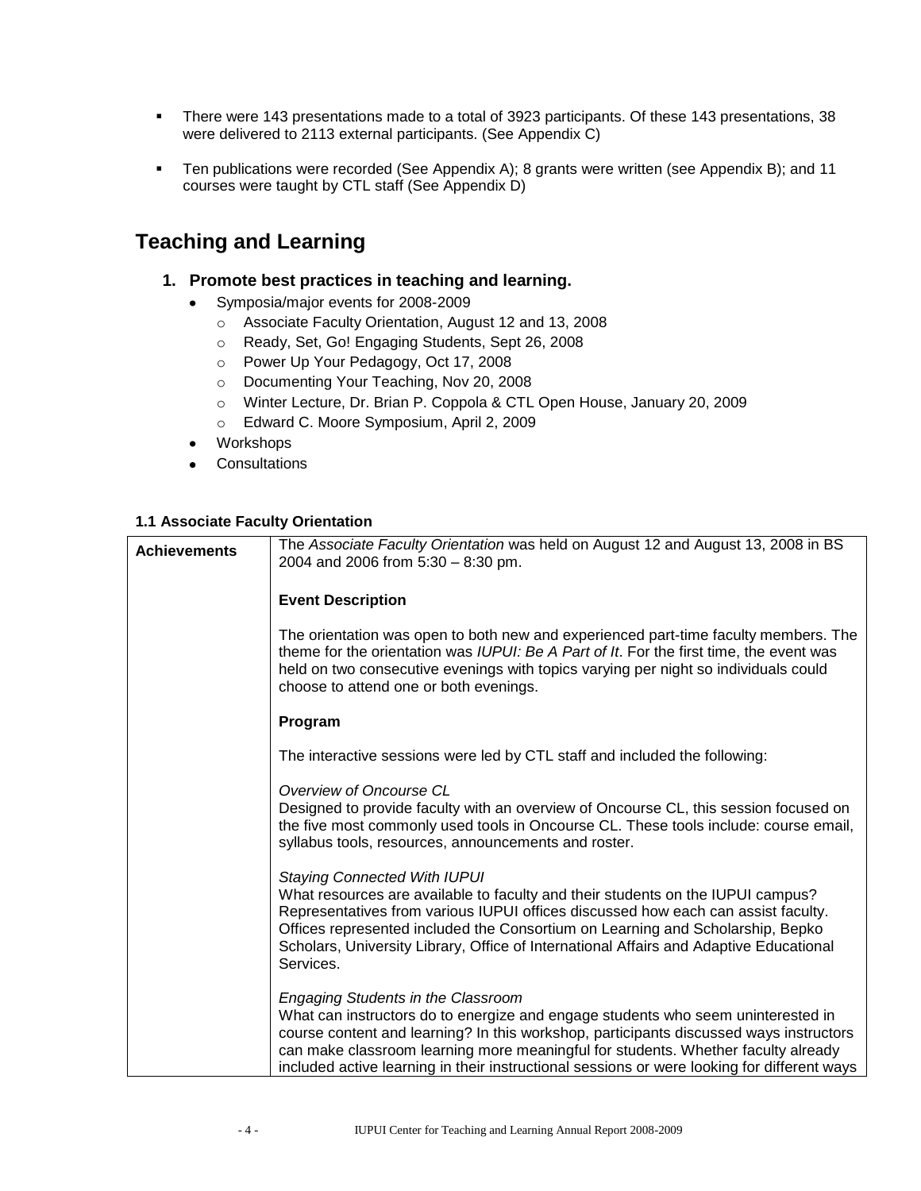- There were 143 presentations made to a total of 3923 participants. Of these 143 presentations, 38 were delivered to 2113 external participants. (See Appendix C)
- Ten publications were recorded (See Appendix A); 8 grants were written (see Appendix B); and 11 courses were taught by CTL staff (See Appendix D)

# Teaching and Learning

## 1. Promote best practices in teaching and learning.

- Symposia/major events for 2008-2009
  - Associate Faculty Orientation, August 12 and 13, 2008
  - Ready, Set, Go! Engaging Students, Sept 26, 2008
  - Power Up Your Pedagogy, Oct 17, 2008
  - Documenting Your Teaching, Nov 20, 2008
  - Winter Lecture, Dr. Brian P. Coppola & CTL Open House, January 20, 2009
  - Edward C. Moore Symposium, April 2, 2009
- Workshops
- Consultations

### 1.1 Associate Faculty Orientation

| | |
|---|---|
| **Achievements** | The *Associate Faculty Orientation* was held on August 12 and August 13, 2008 in BS 2004 and 2006 from 5:30 – 8:30 pm.<br><br>**Event Description**<br><br>The orientation was open to both new and experienced part-time faculty members. The theme for the orientation was *IUPUI: Be A Part of It*. For the first time, the event was held on two consecutive evenings with topics varying per night so individuals could choose to attend one or both evenings.<br><br>**Program**<br><br>The interactive sessions were led by CTL staff and included the following:<br><br>*Overview of Oncourse CL*<br>Designed to provide faculty with an overview of Oncourse CL, this session focused on the five most commonly used tools in Oncourse CL. These tools include: course email, syllabus tools, resources, announcements and roster.<br><br>*Staying Connected With IUPUI*<br>What resources are available to faculty and their students on the IUPUI campus? Representatives from various IUPUI offices discussed how each can assist faculty. Offices represented included the Consortium on Learning and Scholarship, Bepko Scholars, University Library, Office of International Affairs and Adaptive Educational Services.<br><br>*Engaging Students in the Classroom*<br>What can instructors do to energize and engage students who seem uninterested in course content and learning? In this workshop, participants discussed ways instructors can make classroom learning more meaningful for students. Whether faculty already included active learning in their instructional sessions or were looking for different ways |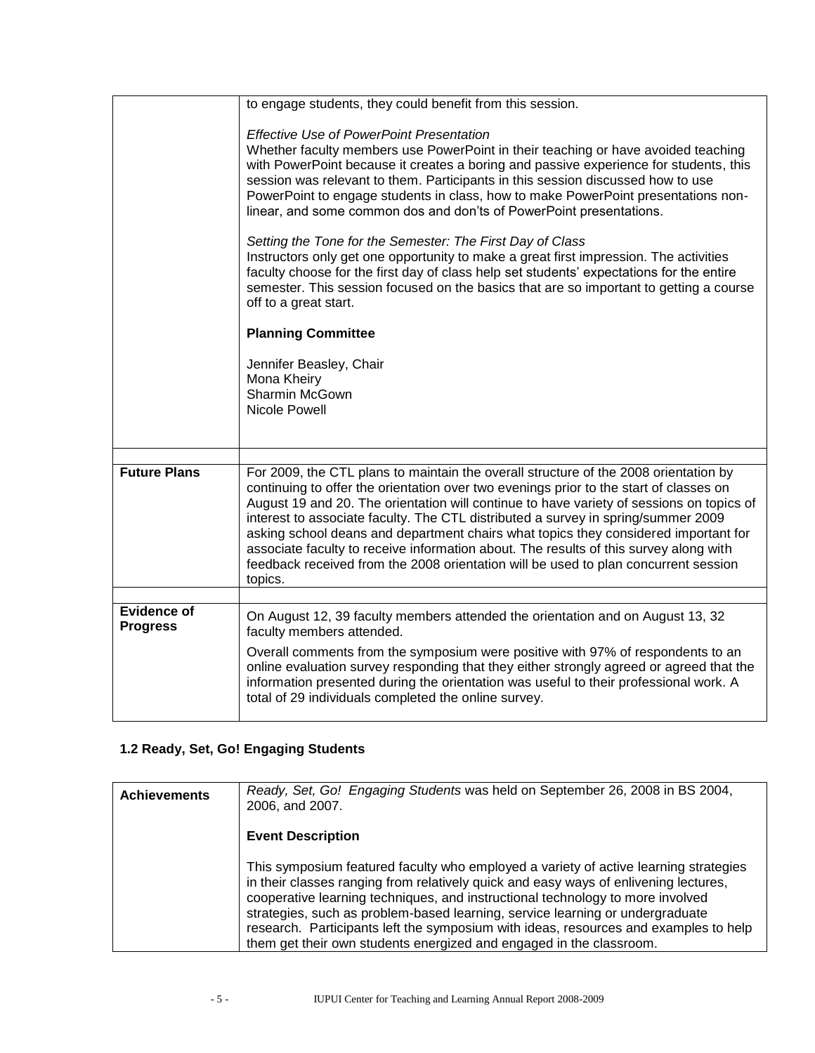| | |
|---|---|
| | to engage students, they could benefit from this session.<br><br>*Effective Use of PowerPoint Presentation*<br>Whether faculty members use PowerPoint in their teaching or have avoided teaching with PowerPoint because it creates a boring and passive experience for students, this session was relevant to them. Participants in this session discussed how to use PowerPoint to engage students in class, how to make PowerPoint presentations non-linear, and some common dos and don'ts of PowerPoint presentations.<br><br>*Setting the Tone for the Semester: The First Day of Class*<br>Instructors only get one opportunity to make a great first impression. The activities faculty choose for the first day of class help set students' expectations for the entire semester. This session focused on the basics that are so important to getting a course off to a great start.<br><br>**Planning Committee**<br><br>Jennifer Beasley, Chair<br>Mona Kheiry<br>Sharmin McGown<br>Nicole Powell |
| | |
| **Future Plans** | For 2009, the CTL plans to maintain the overall structure of the 2008 orientation by continuing to offer the orientation over two evenings prior to the start of classes on August 19 and 20. The orientation will continue to have variety of sessions on topics of interest to associate faculty. The CTL distributed a survey in spring/summer 2009 asking school deans and department chairs what topics they considered important for associate faculty to receive information about. The results of this survey along with feedback received from the 2008 orientation will be used to plan concurrent session topics. |
| | |
| **Evidence of Progress** | On August 12, 39 faculty members attended the orientation and on August 13, 32 faculty members attended.<br><br>Overall comments from the symposium were positive with 97% of respondents to an online evaluation survey responding that they either strongly agreed or agreed that the information presented during the orientation was useful to their professional work. A total of 29 individuals completed the online survey. |

### 1.2 Ready, Set, Go! Engaging Students

| | |
|---|---|
| **Achievements** | *Ready, Set, Go! Engaging Students* was held on September 26, 2008 in BS 2004, 2006, and 2007.<br><br>**Event Description**<br><br>This symposium featured faculty who employed a variety of active learning strategies in their classes ranging from relatively quick and easy ways of enlivening lectures, cooperative learning techniques, and instructional technology to more involved strategies, such as problem-based learning, service learning or undergraduate research. Participants left the symposium with ideas, resources and examples to help them get their own students energized and engaged in the classroom. |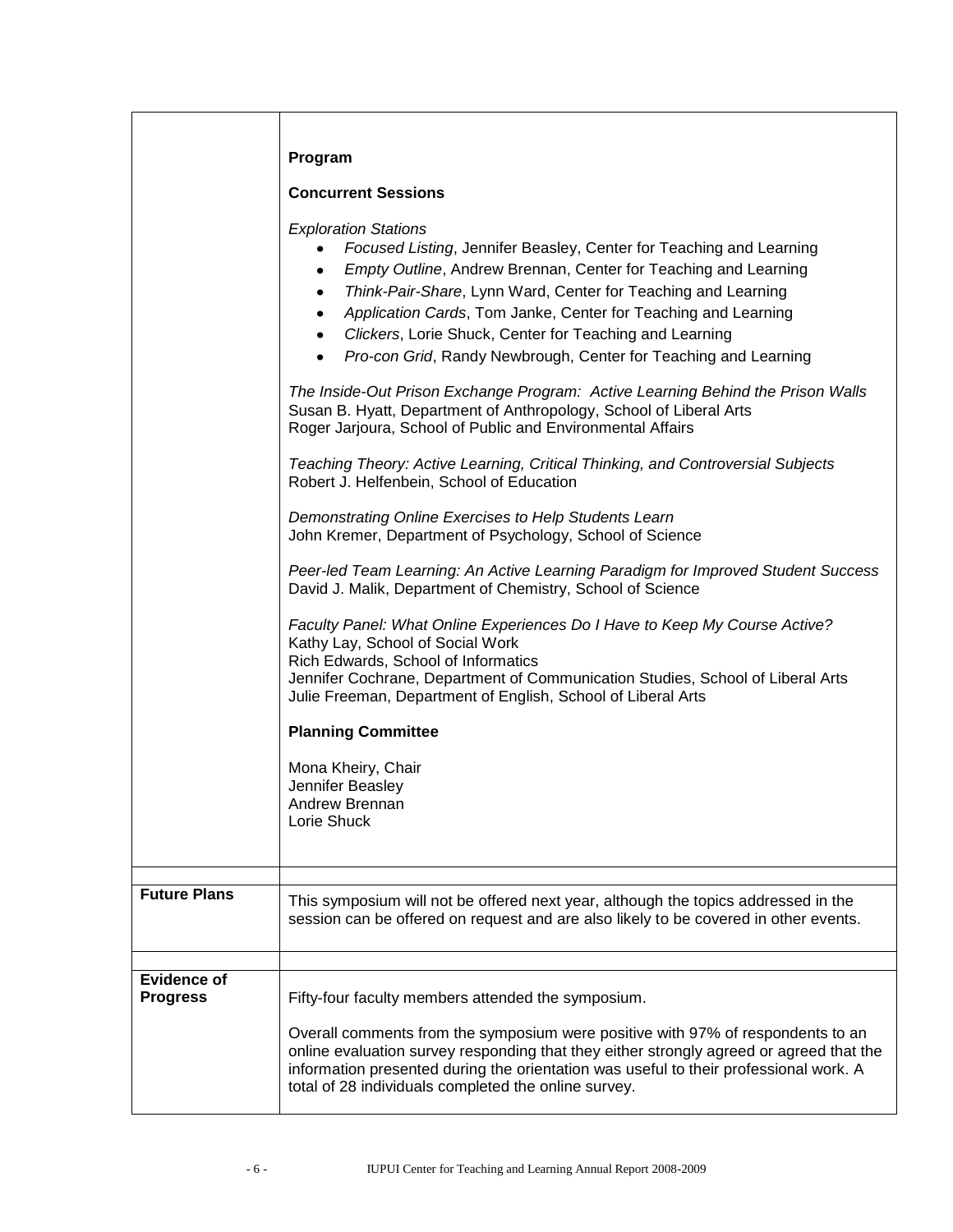| | |
|---|---|
| | **Program**<br><br>**Concurrent Sessions**<br><br>*Exploration Stations*<br>• *Focused Listing*, Jennifer Beasley, Center for Teaching and Learning<br>• *Empty Outline*, Andrew Brennan, Center for Teaching and Learning<br>• *Think-Pair-Share*, Lynn Ward, Center for Teaching and Learning<br>• *Application Cards*, Tom Janke, Center for Teaching and Learning<br>• *Clickers*, Lorie Shuck, Center for Teaching and Learning<br>• *Pro-con Grid*, Randy Newbrough, Center for Teaching and Learning<br><br>*The Inside-Out Prison Exchange Program: Active Learning Behind the Prison Walls*<br>Susan B. Hyatt, Department of Anthropology, School of Liberal Arts<br>Roger Jarjoura, School of Public and Environmental Affairs<br><br>*Teaching Theory: Active Learning, Critical Thinking, and Controversial Subjects*<br>Robert J. Helfenbein, School of Education<br><br>*Demonstrating Online Exercises to Help Students Learn*<br>John Kremer, Department of Psychology, School of Science<br><br>*Peer-led Team Learning: An Active Learning Paradigm for Improved Student Success*<br>David J. Malik, Department of Chemistry, School of Science<br><br>*Faculty Panel: What Online Experiences Do I Have to Keep My Course Active?*<br>Kathy Lay, School of Social Work<br>Rich Edwards, School of Informatics<br>Jennifer Cochrane, Department of Communication Studies, School of Liberal Arts<br>Julie Freeman, Department of English, School of Liberal Arts<br><br>**Planning Committee**<br><br>Mona Kheiry, Chair<br>Jennifer Beasley<br>Andrew Brennan<br>Lorie Shuck |
| **Future Plans** | This symposium will not be offered next year, although the topics addressed in the session can be offered on request and are also likely to be covered in other events. |
| **Evidence of Progress** | Fifty-four faculty members attended the symposium.<br><br>Overall comments from the symposium were positive with 97% of respondents to an online evaluation survey responding that they either strongly agreed or agreed that the information presented during the orientation was useful to their professional work. A total of 28 individuals completed the online survey. |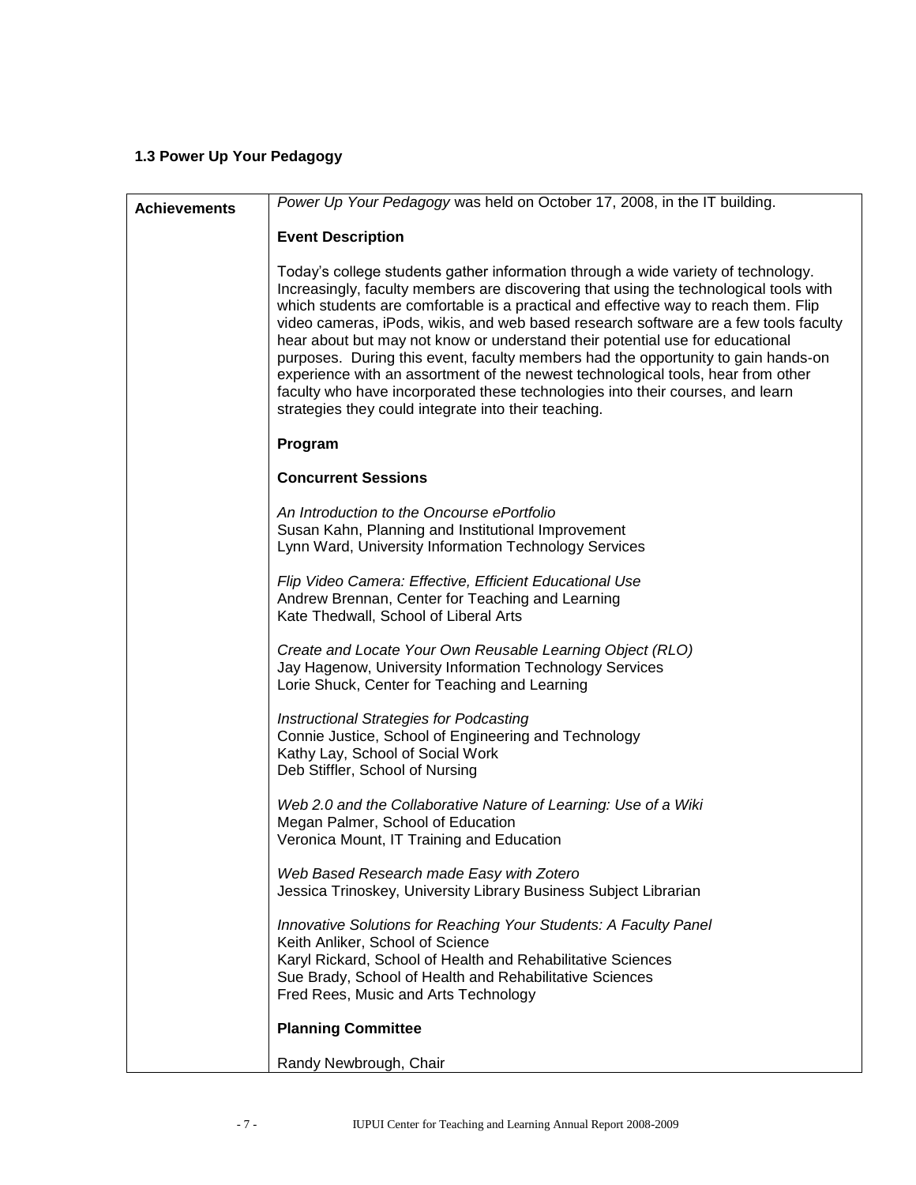### 1.3 Power Up Your Pedagogy

| **Achievements** | *Power Up Your Pedagogy* was held on October 17, 2008, in the IT building.<br><br>**Event Description**<br><br>Today's college students gather information through a wide variety of technology. Increasingly, faculty members are discovering that using the technological tools with which students are comfortable is a practical and effective way to reach them. Flip video cameras, iPods, wikis, and web based research software are a few tools faculty hear about but may not know or understand their potential use for educational purposes. During this event, faculty members had the opportunity to gain hands-on experience with an assortment of the newest technological tools, hear from other faculty who have incorporated these technologies into their courses, and learn strategies they could integrate into their teaching.<br><br>**Program**<br><br>**Concurrent Sessions**<br><br>*An Introduction to the Oncourse ePortfolio*<br>Susan Kahn, Planning and Institutional Improvement<br>Lynn Ward, University Information Technology Services<br><br>*Flip Video Camera: Effective, Efficient Educational Use*<br>Andrew Brennan, Center for Teaching and Learning<br>Kate Thedwall, School of Liberal Arts<br><br>*Create and Locate Your Own Reusable Learning Object (RLO)*<br>Jay Hagenow, University Information Technology Services<br>Lorie Shuck, Center for Teaching and Learning<br><br>*Instructional Strategies for Podcasting*<br>Connie Justice, School of Engineering and Technology<br>Kathy Lay, School of Social Work<br>Deb Stiffler, School of Nursing<br><br>*Web 2.0 and the Collaborative Nature of Learning: Use of a Wiki*<br>Megan Palmer, School of Education<br>Veronica Mount, IT Training and Education<br><br>*Web Based Research made Easy with Zotero*<br>Jessica Trinoskey, University Library Business Subject Librarian<br><br>*Innovative Solutions for Reaching Your Students: A Faculty Panel*<br>Keith Anliker, School of Science<br>Karyl Rickard, School of Health and Rehabilitative Sciences<br>Sue Brady, School of Health and Rehabilitative Sciences<br>Fred Rees, Music and Arts Technology<br><br>**Planning Committee**<br><br>Randy Newbrough, Chair |
|---|---|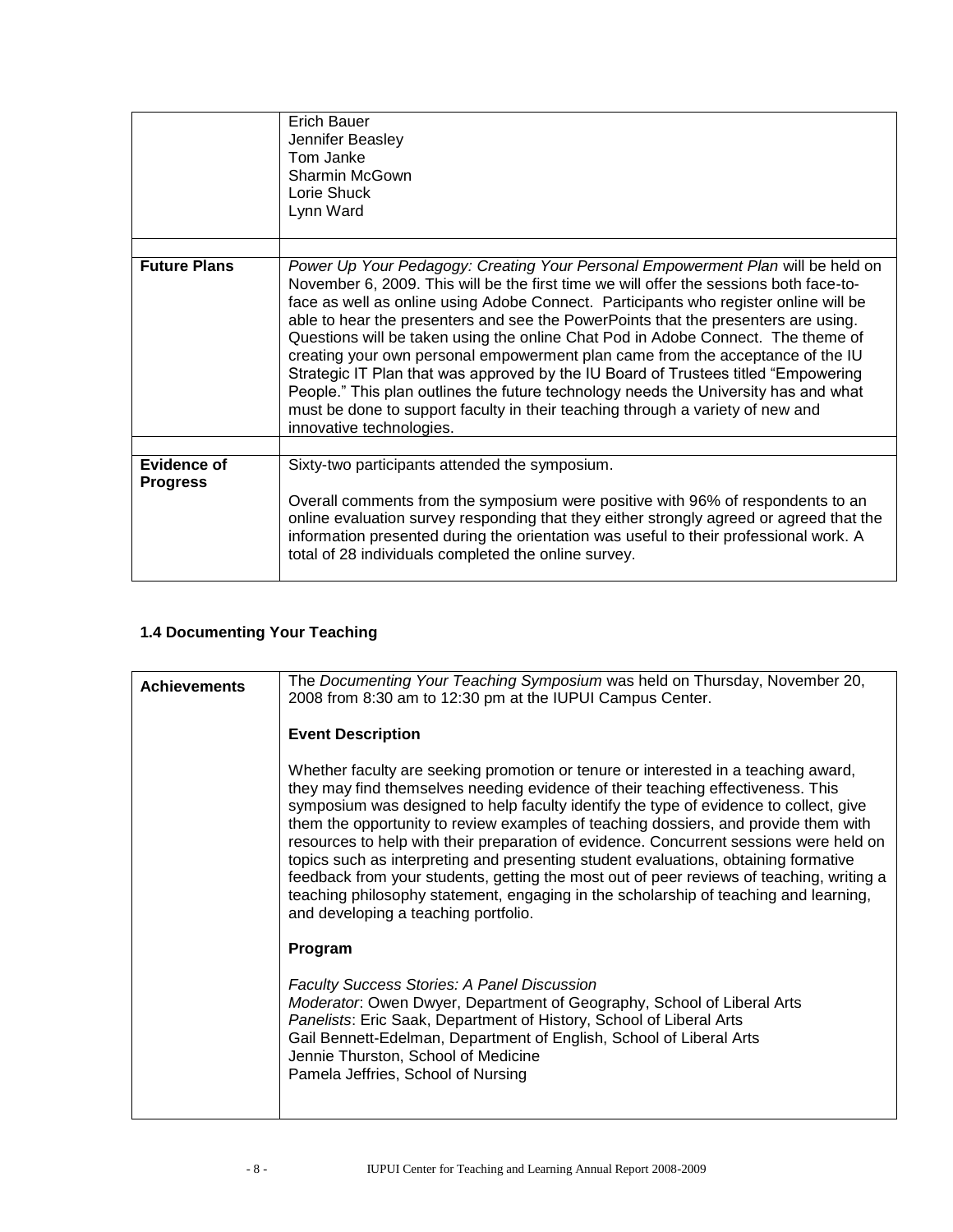| | |
|---|---|
| | Erich Bauer<br>Jennifer Beasley<br>Tom Janke<br>Sharmin McGown<br>Lorie Shuck<br>Lynn Ward |
| | |
| **Future Plans** | *Power Up Your Pedagogy: Creating Your Personal Empowerment Plan* will be held on November 6, 2009. This will be the first time we will offer the sessions both face-to-face as well as online using Adobe Connect. Participants who register online will be able to hear the presenters and see the PowerPoints that the presenters are using. Questions will be taken using the online Chat Pod in Adobe Connect. The theme of creating your own personal empowerment plan came from the acceptance of the IU Strategic IT Plan that was approved by the IU Board of Trustees titled "Empowering People." This plan outlines the future technology needs the University has and what must be done to support faculty in their teaching through a variety of new and innovative technologies. |
| | |
| **Evidence of Progress** | Sixty-two participants attended the symposium.<br><br>Overall comments from the symposium were positive with 96% of respondents to an online evaluation survey responding that they either strongly agreed or agreed that the information presented during the orientation was useful to their professional work. A total of 28 individuals completed the online survey. |

### 1.4 Documenting Your Teaching

| | |
|---|---|
| **Achievements** | The *Documenting Your Teaching Symposium* was held on Thursday, November 20, 2008 from 8:30 am to 12:30 pm at the IUPUI Campus Center.<br><br>**Event Description**<br><br>Whether faculty are seeking promotion or tenure or interested in a teaching award, they may find themselves needing evidence of their teaching effectiveness. This symposium was designed to help faculty identify the type of evidence to collect, give them the opportunity to review examples of teaching dossiers, and provide them with resources to help with their preparation of evidence. Concurrent sessions were held on topics such as interpreting and presenting student evaluations, obtaining formative feedback from your students, getting the most out of peer reviews of teaching, writing a teaching philosophy statement, engaging in the scholarship of teaching and learning, and developing a teaching portfolio.<br><br>**Program**<br><br>*Faculty Success Stories: A Panel Discussion*<br>*Moderator*: Owen Dwyer, Department of Geography, School of Liberal Arts<br>*Panelists*: Eric Saak, Department of History, School of Liberal Arts<br>Gail Bennett-Edelman, Department of English, School of Liberal Arts<br>Jennie Thurston, School of Medicine<br>Pamela Jeffries, School of Nursing |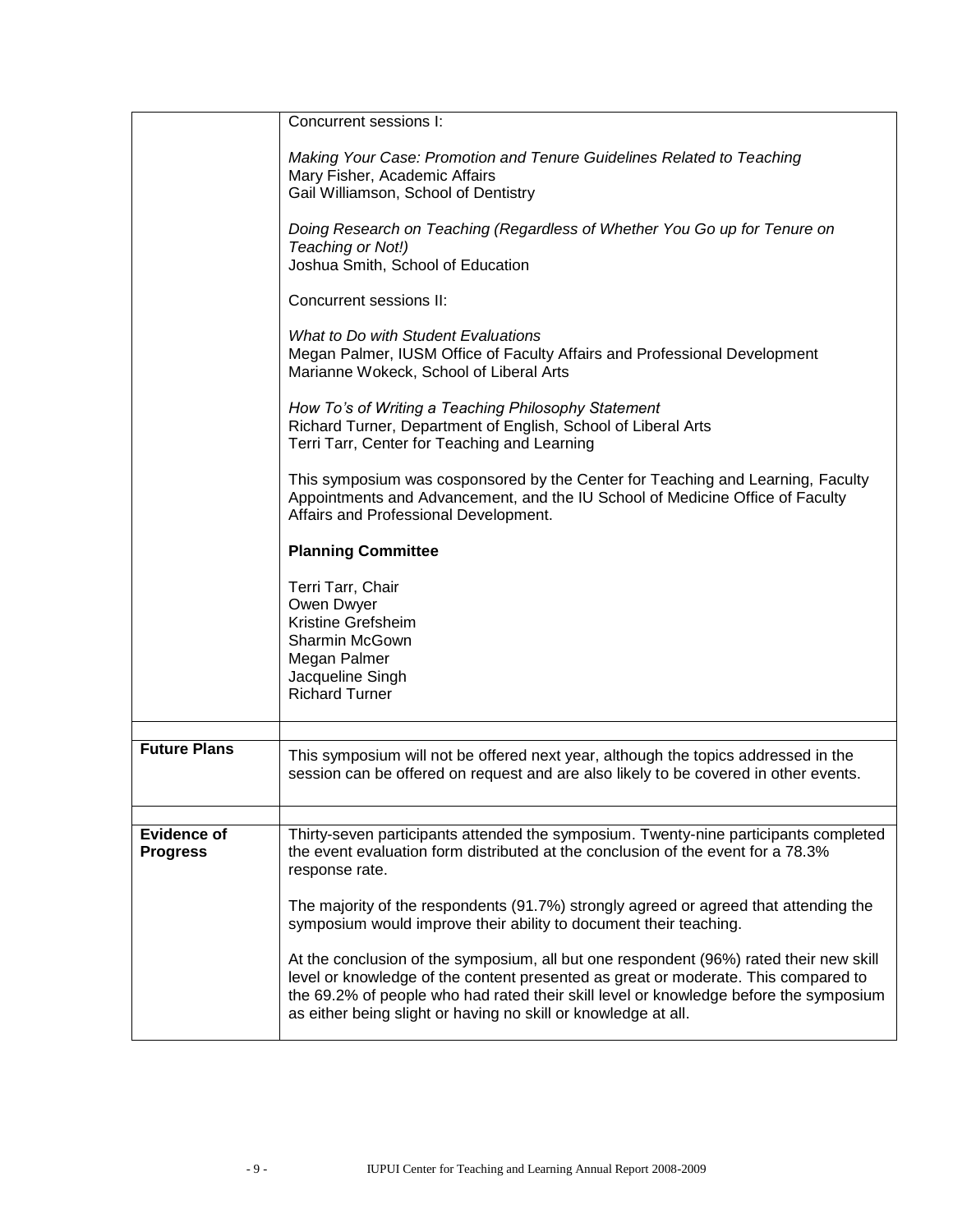| | |
|---|---|
| | Concurrent sessions I:<br><br>*Making Your Case: Promotion and Tenure Guidelines Related to Teaching*<br>Mary Fisher, Academic Affairs<br>Gail Williamson, School of Dentistry<br><br>*Doing Research on Teaching (Regardless of Whether You Go up for Tenure on Teaching or Not!)*<br>Joshua Smith, School of Education<br><br>Concurrent sessions II:<br><br>*What to Do with Student Evaluations*<br>Megan Palmer, IUSM Office of Faculty Affairs and Professional Development<br>Marianne Wokeck, School of Liberal Arts<br><br>*How To's of Writing a Teaching Philosophy Statement*<br>Richard Turner, Department of English, School of Liberal Arts<br>Terri Tarr, Center for Teaching and Learning<br><br>This symposium was cosponsored by the Center for Teaching and Learning, Faculty Appointments and Advancement, and the IU School of Medicine Office of Faculty Affairs and Professional Development.<br><br>**Planning Committee**<br><br>Terri Tarr, Chair<br>Owen Dwyer<br>Kristine Grefsheim<br>Sharmin McGown<br>Megan Palmer<br>Jacqueline Singh<br>Richard Turner |
| | |
| **Future Plans** | This symposium will not be offered next year, although the topics addressed in the session can be offered on request and are also likely to be covered in other events. |
| | |
| **Evidence of Progress** | Thirty-seven participants attended the symposium. Twenty-nine participants completed the event evaluation form distributed at the conclusion of the event for a 78.3% response rate.<br><br>The majority of the respondents (91.7%) strongly agreed or agreed that attending the symposium would improve their ability to document their teaching.<br><br>At the conclusion of the symposium, all but one respondent (96%) rated their new skill level or knowledge of the content presented as great or moderate. This compared to the 69.2% of people who had rated their skill level or knowledge before the symposium as either being slight or having no skill or knowledge at all. |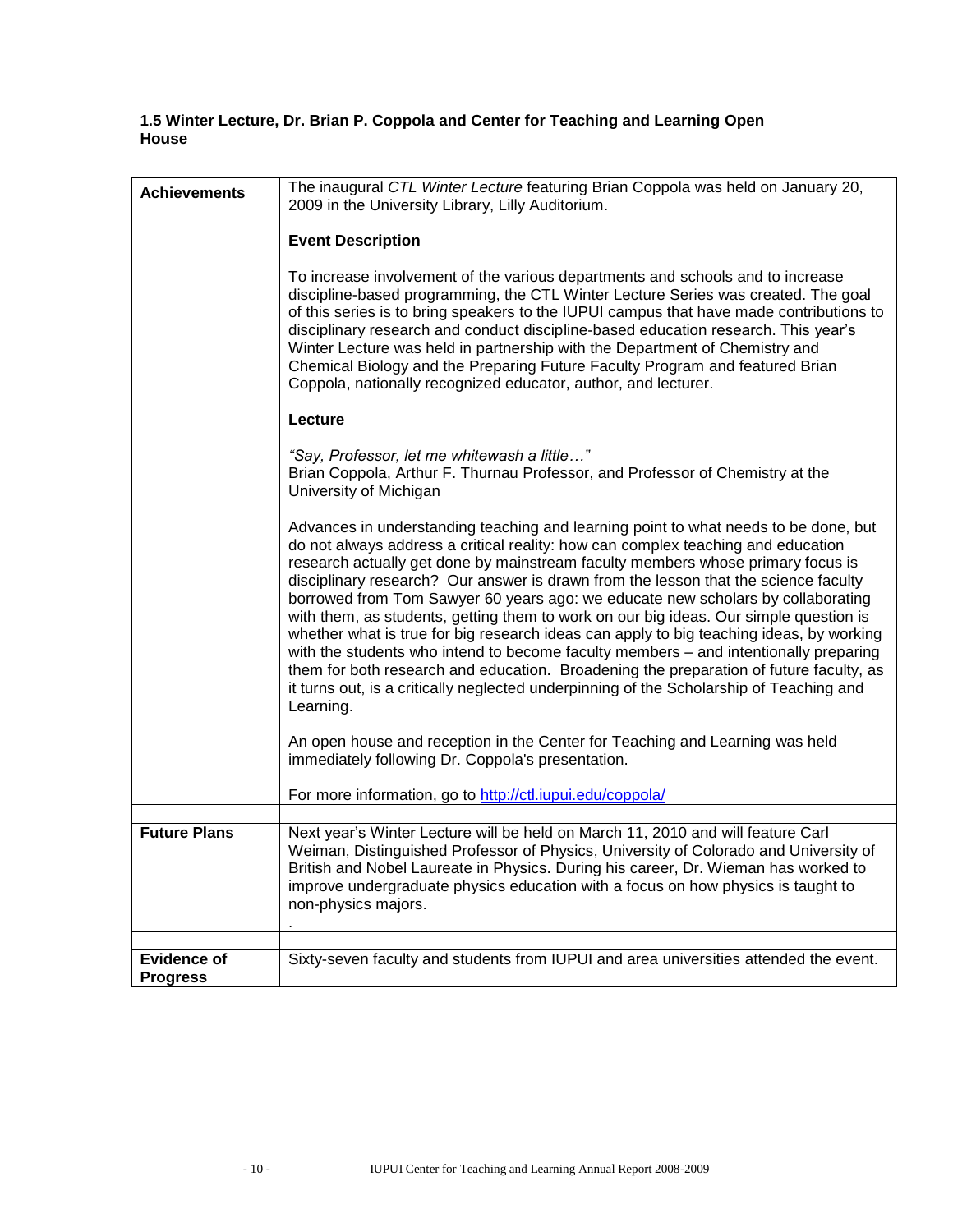### 1.5 Winter Lecture, Dr. Brian P. Coppola and Center for Teaching and Learning Open House

| | |
|---|---|
| **Achievements** | The inaugural *CTL Winter Lecture* featuring Brian Coppola was held on January 20, 2009 in the University Library, Lilly Auditorium.<br><br>**Event Description**<br><br>To increase involvement of the various departments and schools and to increase discipline-based programming, the CTL Winter Lecture Series was created. The goal of this series is to bring speakers to the IUPUI campus that have made contributions to disciplinary research and conduct discipline-based education research. This year's Winter Lecture was held in partnership with the Department of Chemistry and Chemical Biology and the Preparing Future Faculty Program and featured Brian Coppola, nationally recognized educator, author, and lecturer.<br><br>**Lecture**<br><br>*"Say, Professor, let me whitewash a little…"*<br>Brian Coppola, Arthur F. Thurnau Professor, and Professor of Chemistry at the University of Michigan<br><br>Advances in understanding teaching and learning point to what needs to be done, but do not always address a critical reality: how can complex teaching and education research actually get done by mainstream faculty members whose primary focus is disciplinary research? Our answer is drawn from the lesson that the science faculty borrowed from Tom Sawyer 60 years ago: we educate new scholars by collaborating with them, as students, getting them to work on our big ideas. Our simple question is whether what is true for big research ideas can apply to big teaching ideas, by working with the students who intend to become faculty members – and intentionally preparing them for both research and education. Broadening the preparation of future faculty, as it turns out, is a critically neglected underpinning of the Scholarship of Teaching and Learning.<br><br>An open house and reception in the Center for Teaching and Learning was held immediately following Dr. Coppola's presentation.<br><br>For more information, go to http://ctl.iupui.edu/coppola/ |
| **Future Plans** | Next year's Winter Lecture will be held on March 11, 2010 and will feature Carl Weiman, Distinguished Professor of Physics, University of Colorado and University of British and Nobel Laureate in Physics. During his career, Dr. Wieman has worked to improve undergraduate physics education with a focus on how physics is taught to non-physics majors.<br>. |
| **Evidence of Progress** | Sixty-seven faculty and students from IUPUI and area universities attended the event. |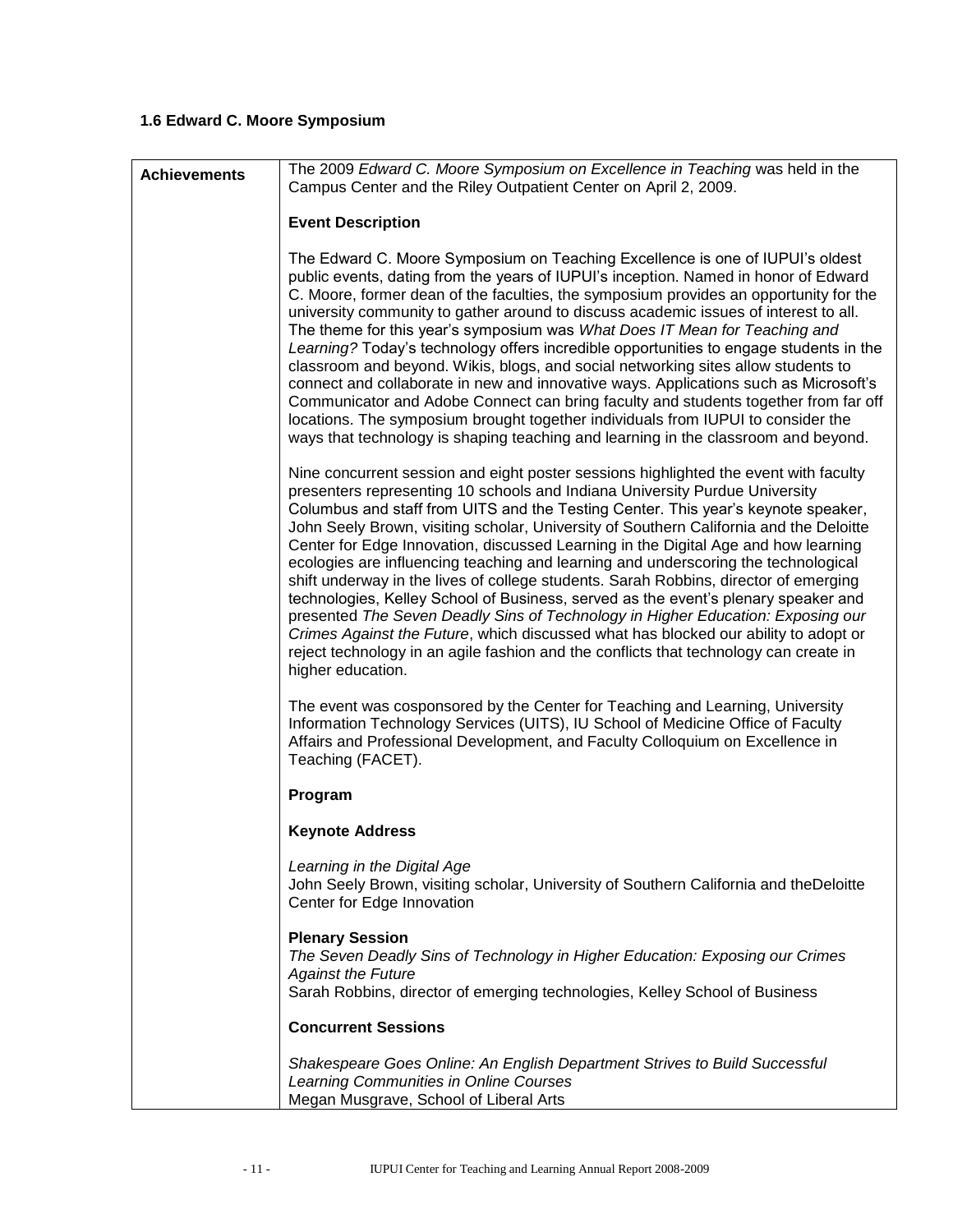### 1.6 Edward C. Moore Symposium

| **Achievements** | The 2009 *Edward C. Moore Symposium on Excellence in Teaching* was held in the Campus Center and the Riley Outpatient Center on April 2, 2009.<br><br>**Event Description**<br><br>The Edward C. Moore Symposium on Teaching Excellence is one of IUPUI's oldest public events, dating from the years of IUPUI's inception. Named in honor of Edward C. Moore, former dean of the faculties, the symposium provides an opportunity for the university community to gather around to discuss academic issues of interest to all. The theme for this year's symposium was *What Does IT Mean for Teaching and Learning?* Today's technology offers incredible opportunities to engage students in the classroom and beyond. Wikis, blogs, and social networking sites allow students to connect and collaborate in new and innovative ways. Applications such as Microsoft's Communicator and Adobe Connect can bring faculty and students together from far off locations. The symposium brought together individuals from IUPUI to consider the ways that technology is shaping teaching and learning in the classroom and beyond.<br><br>Nine concurrent session and eight poster sessions highlighted the event with faculty presenters representing 10 schools and Indiana University Purdue University Columbus and staff from UITS and the Testing Center. This year's keynote speaker, John Seely Brown, visiting scholar, University of Southern California and the Deloitte Center for Edge Innovation, discussed Learning in the Digital Age and how learning ecologies are influencing teaching and learning and underscoring the technological shift underway in the lives of college students. Sarah Robbins, director of emerging technologies, Kelley School of Business, served as the event's plenary speaker and presented *The Seven Deadly Sins of Technology in Higher Education: Exposing our Crimes Against the Future*, which discussed what has blocked our ability to adopt or reject technology in an agile fashion and the conflicts that technology can create in higher education.<br><br>The event was cosponsored by the Center for Teaching and Learning, University Information Technology Services (UITS), IU School of Medicine Office of Faculty Affairs and Professional Development, and Faculty Colloquium on Excellence in Teaching (FACET).<br><br>**Program**<br><br>**Keynote Address**<br><br>*Learning in the Digital Age*<br>John Seely Brown, visiting scholar, University of Southern California and theDeloitte Center for Edge Innovation<br><br>**Plenary Session**<br>*The Seven Deadly Sins of Technology in Higher Education: Exposing our Crimes Against the Future*<br>Sarah Robbins, director of emerging technologies, Kelley School of Business<br><br>**Concurrent Sessions**<br><br>*Shakespeare Goes Online: An English Department Strives to Build Successful Learning Communities in Online Courses*<br>Megan Musgrave, School of Liberal Arts |
|---|---|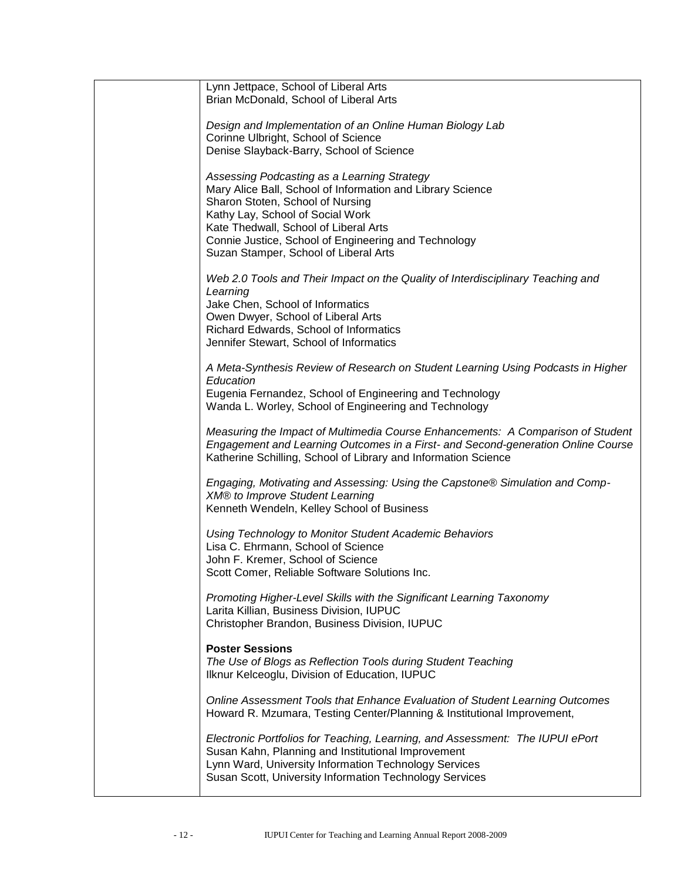Lynn Jettpace, School of Liberal Arts
Brian McDonald, School of Liberal Arts

*Design and Implementation of an Online Human Biology Lab*
Corinne Ulbright, School of Science
Denise Slayback-Barry, School of Science

*Assessing Podcasting as a Learning Strategy*
Mary Alice Ball, School of Information and Library Science
Sharon Stoten, School of Nursing
Kathy Lay, School of Social Work
Kate Thedwall, School of Liberal Arts
Connie Justice, School of Engineering and Technology
Suzan Stamper, School of Liberal Arts

*Web 2.0 Tools and Their Impact on the Quality of Interdisciplinary Teaching and Learning*
Jake Chen, School of Informatics
Owen Dwyer, School of Liberal Arts
Richard Edwards, School of Informatics
Jennifer Stewart, School of Informatics

*A Meta-Synthesis Review of Research on Student Learning Using Podcasts in Higher Education*
Eugenia Fernandez, School of Engineering and Technology
Wanda L. Worley, School of Engineering and Technology

*Measuring the Impact of Multimedia Course Enhancements: A Comparison of Student Engagement and Learning Outcomes in a First- and Second-generation Online Course*
Katherine Schilling, School of Library and Information Science

*Engaging, Motivating and Assessing: Using the Capstone® Simulation and Comp-XM® to Improve Student Learning*
Kenneth Wendeln, Kelley School of Business

*Using Technology to Monitor Student Academic Behaviors*
Lisa C. Ehrmann, School of Science
John F. Kremer, School of Science
Scott Comer, Reliable Software Solutions Inc.

*Promoting Higher-Level Skills with the Significant Learning Taxonomy*
Larita Killian, Business Division, IUPUC
Christopher Brandon, Business Division, IUPUC

**Poster Sessions**
*The Use of Blogs as Reflection Tools during Student Teaching*
Ilknur Kelceoglu, Division of Education, IUPUC

*Online Assessment Tools that Enhance Evaluation of Student Learning Outcomes*
Howard R. Mzumara, Testing Center/Planning & Institutional Improvement,

*Electronic Portfolios for Teaching, Learning, and Assessment: The IUPUI ePort*
Susan Kahn, Planning and Institutional Improvement
Lynn Ward, University Information Technology Services
Susan Scott, University Information Technology Services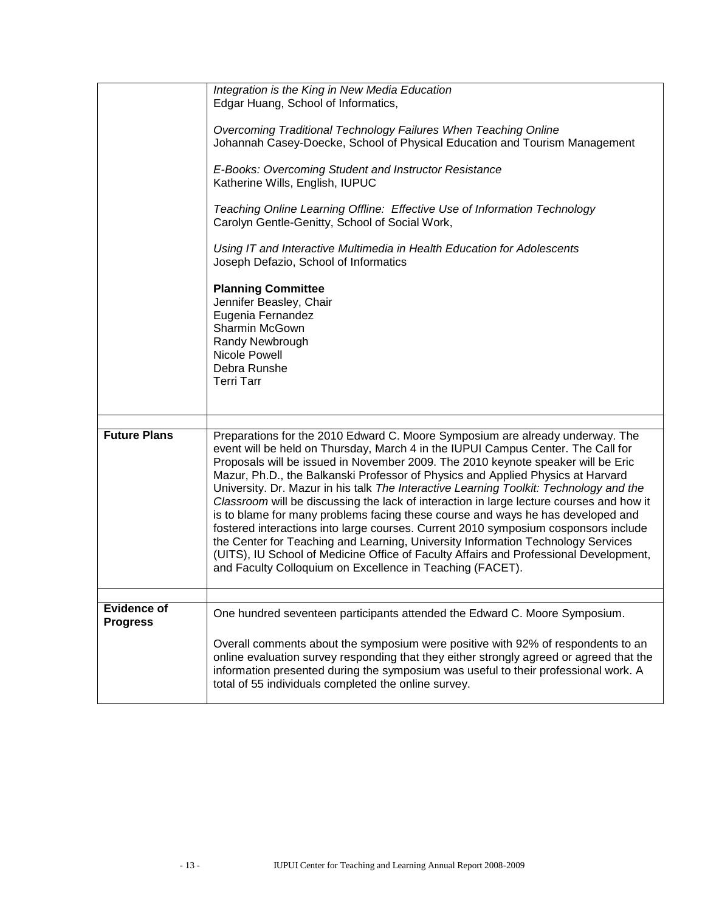| | |
|---|---|
| | *Integration is the King in New Media Education*<br>Edgar Huang, School of Informatics,<br><br>*Overcoming Traditional Technology Failures When Teaching Online*<br>Johannah Casey-Doecke, School of Physical Education and Tourism Management<br><br>*E-Books: Overcoming Student and Instructor Resistance*<br>Katherine Wills, English, IUPUC<br><br>*Teaching Online Learning Offline: Effective Use of Information Technology*<br>Carolyn Gentle-Genitty, School of Social Work,<br><br>*Using IT and Interactive Multimedia in Health Education for Adolescents*<br>Joseph Defazio, School of Informatics<br><br>**Planning Committee**<br>Jennifer Beasley, Chair<br>Eugenia Fernandez<br>Sharmin McGown<br>Randy Newbrough<br>Nicole Powell<br>Debra Runshe<br>Terri Tarr |
| | |
| **Future Plans** | Preparations for the 2010 Edward C. Moore Symposium are already underway. The event will be held on Thursday, March 4 in the IUPUI Campus Center. The Call for Proposals will be issued in November 2009. The 2010 keynote speaker will be Eric Mazur, Ph.D., the Balkanski Professor of Physics and Applied Physics at Harvard University. Dr. Mazur in his talk *The Interactive Learning Toolkit: Technology and the Classroom* will be discussing the lack of interaction in large lecture courses and how it is to blame for many problems facing these course and ways he has developed and fostered interactions into large courses. Current 2010 symposium cosponsors include the Center for Teaching and Learning, University Information Technology Services (UITS), IU School of Medicine Office of Faculty Affairs and Professional Development, and Faculty Colloquium on Excellence in Teaching (FACET). |
| | |
| **Evidence of Progress** | One hundred seventeen participants attended the Edward C. Moore Symposium.<br><br>Overall comments about the symposium were positive with 92% of respondents to an online evaluation survey responding that they either strongly agreed or agreed that the information presented during the symposium was useful to their professional work. A total of 55 individuals completed the online survey. |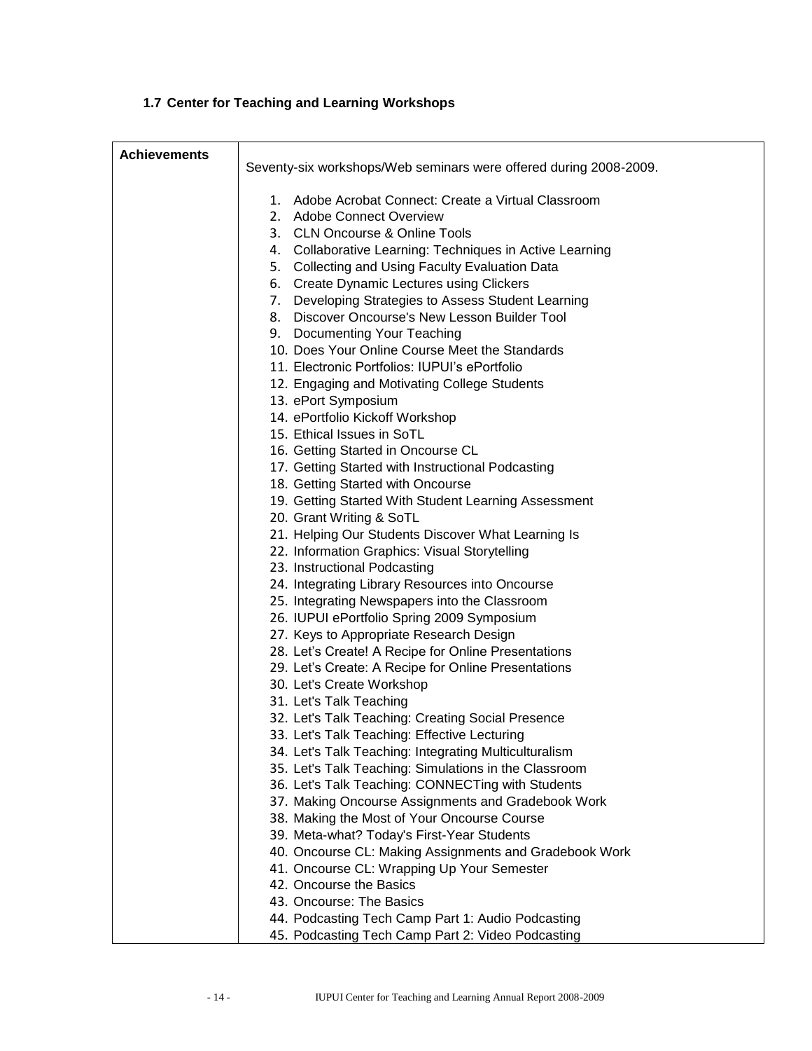### 1.7 Center for Teaching and Learning Workshops

| Achievements | Seventy-six workshops/Web seminars were offered during 2008-2009.<br><br>1. Adobe Acrobat Connect: Create a Virtual Classroom<br>2. Adobe Connect Overview<br>3. CLN Oncourse & Online Tools<br>4. Collaborative Learning: Techniques in Active Learning<br>5. Collecting and Using Faculty Evaluation Data<br>6. Create Dynamic Lectures using Clickers<br>7. Developing Strategies to Assess Student Learning<br>8. Discover Oncourse's New Lesson Builder Tool<br>9. Documenting Your Teaching<br>10. Does Your Online Course Meet the Standards<br>11. Electronic Portfolios: IUPUI's ePortfolio<br>12. Engaging and Motivating College Students<br>13. ePort Symposium<br>14. ePortfolio Kickoff Workshop<br>15. Ethical Issues in SoTL<br>16. Getting Started in Oncourse CL<br>17. Getting Started with Instructional Podcasting<br>18. Getting Started with Oncourse<br>19. Getting Started With Student Learning Assessment<br>20. Grant Writing & SoTL<br>21. Helping Our Students Discover What Learning Is<br>22. Information Graphics: Visual Storytelling<br>23. Instructional Podcasting<br>24. Integrating Library Resources into Oncourse<br>25. Integrating Newspapers into the Classroom<br>26. IUPUI ePortfolio Spring 2009 Symposium<br>27. Keys to Appropriate Research Design<br>28. Let's Create! A Recipe for Online Presentations<br>29. Let's Create: A Recipe for Online Presentations<br>30. Let's Create Workshop<br>31. Let's Talk Teaching<br>32. Let's Talk Teaching: Creating Social Presence<br>33. Let's Talk Teaching: Effective Lecturing<br>34. Let's Talk Teaching: Integrating Multiculturalism<br>35. Let's Talk Teaching: Simulations in the Classroom<br>36. Let's Talk Teaching: CONNECTing with Students<br>37. Making Oncourse Assignments and Gradebook Work<br>38. Making the Most of Your Oncourse Course<br>39. Meta-what? Today's First-Year Students<br>40. Oncourse CL: Making Assignments and Gradebook Work<br>41. Oncourse CL: Wrapping Up Your Semester<br>42. Oncourse the Basics<br>43. Oncourse: The Basics<br>44. Podcasting Tech Camp Part 1: Audio Podcasting<br>45. Podcasting Tech Camp Part 2: Video Podcasting |
|---|---|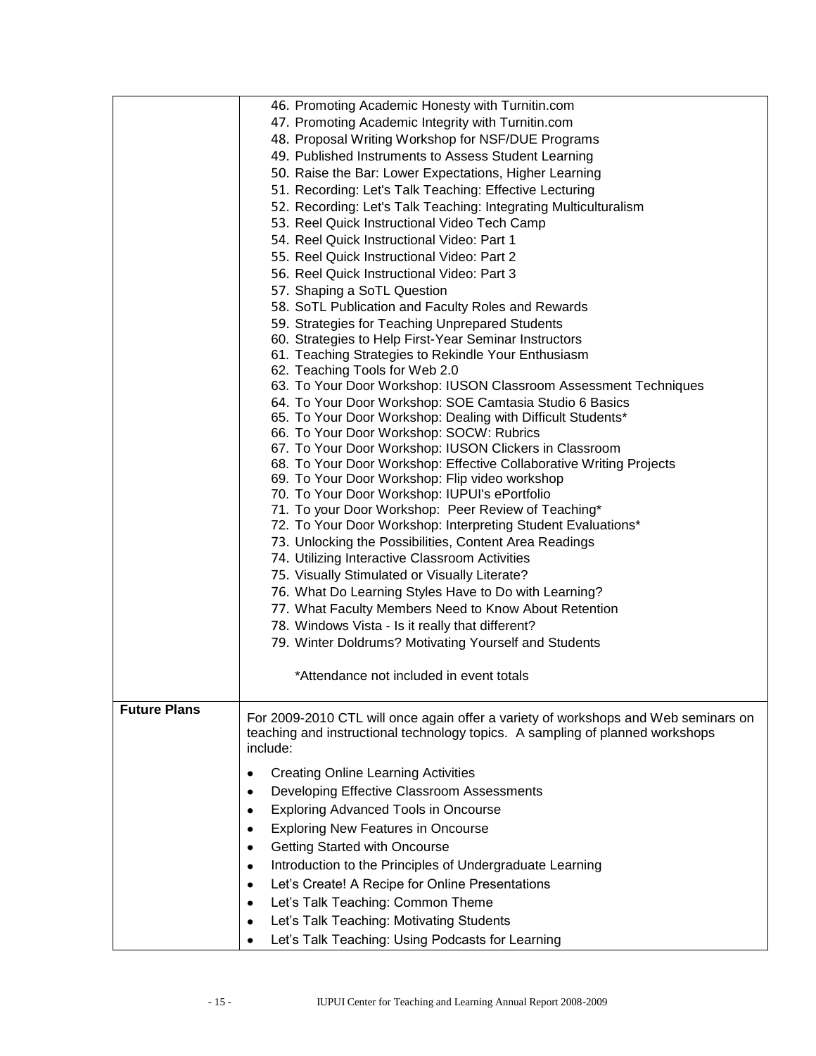| | |
|---|---|
| | 46. Promoting Academic Honesty with Turnitin.com<br>47. Promoting Academic Integrity with Turnitin.com<br>48. Proposal Writing Workshop for NSF/DUE Programs<br>49. Published Instruments to Assess Student Learning<br>50. Raise the Bar: Lower Expectations, Higher Learning<br>51. Recording: Let's Talk Teaching: Effective Lecturing<br>52. Recording: Let's Talk Teaching: Integrating Multiculturalism<br>53. Reel Quick Instructional Video Tech Camp<br>54. Reel Quick Instructional Video: Part 1<br>55. Reel Quick Instructional Video: Part 2<br>56. Reel Quick Instructional Video: Part 3<br>57. Shaping a SoTL Question<br>58. SoTL Publication and Faculty Roles and Rewards<br>59. Strategies for Teaching Unprepared Students<br>60. Strategies to Help First-Year Seminar Instructors<br>61. Teaching Strategies to Rekindle Your Enthusiasm<br>62. Teaching Tools for Web 2.0<br>63. To Your Door Workshop: IUSON Classroom Assessment Techniques<br>64. To Your Door Workshop: SOE Camtasia Studio 6 Basics<br>65. To Your Door Workshop: Dealing with Difficult Students*<br>66. To Your Door Workshop: SOCW: Rubrics<br>67. To Your Door Workshop: IUSON Clickers in Classroom<br>68. To Your Door Workshop: Effective Collaborative Writing Projects<br>69. To Your Door Workshop: Flip video workshop<br>70. To Your Door Workshop: IUPUI's ePortfolio<br>71. To your Door Workshop: Peer Review of Teaching*<br>72. To Your Door Workshop: Interpreting Student Evaluations*<br>73. Unlocking the Possibilities, Content Area Readings<br>74. Utilizing Interactive Classroom Activities<br>75. Visually Stimulated or Visually Literate?<br>76. What Do Learning Styles Have to Do with Learning?<br>77. What Faculty Members Need to Know About Retention<br>78. Windows Vista - Is it really that different?<br>79. Winter Doldrums? Motivating Yourself and Students<br><br>*Attendance not included in event totals |
| **Future Plans** | For 2009-2010 CTL will once again offer a variety of workshops and Web seminars on teaching and instructional technology topics. A sampling of planned workshops include:<br><br>• Creating Online Learning Activities<br>• Developing Effective Classroom Assessments<br>• Exploring Advanced Tools in Oncourse<br>• Exploring New Features in Oncourse<br>• Getting Started with Oncourse<br>• Introduction to the Principles of Undergraduate Learning<br>• Let's Create! A Recipe for Online Presentations<br>• Let's Talk Teaching: Common Theme<br>• Let's Talk Teaching: Motivating Students<br>• Let's Talk Teaching: Using Podcasts for Learning |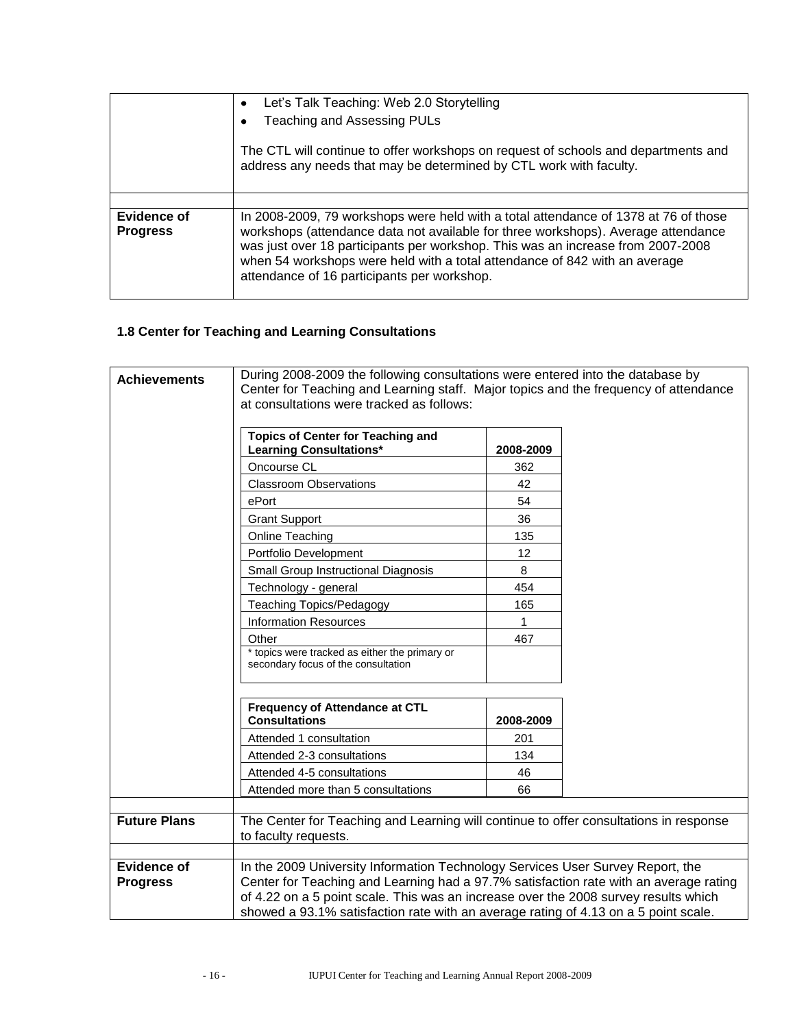|  |  |
|---|---|
|  | • Let's Talk Teaching: Web 2.0 Storytelling<br>• Teaching and Assessing PULs<br><br>The CTL will continue to offer workshops on request of schools and departments and address any needs that may be determined by CTL work with faculty. |
| **Evidence of Progress** | In 2008-2009, 79 workshops were held with a total attendance of 1378 at 76 of those workshops (attendance data not available for three workshops). Average attendance was just over 18 participants per workshop. This was an increase from 2007-2008 when 54 workshops were held with a total attendance of 842 with an average attendance of 16 participants per workshop. |

### 1.8 Center for Teaching and Learning Consultations

**Achievements**

During 2008-2009 the following consultations were entered into the database by Center for Teaching and Learning staff. Major topics and the frequency of attendance at consultations were tracked as follows:

| Topics of Center for Teaching and Learning Consultations* | 2008-2009 |
|---|---|
| Oncourse CL | 362 |
| Classroom Observations | 42 |
| ePort | 54 |
| Grant Support | 36 |
| Online Teaching | 135 |
| Portfolio Development | 12 |
| Small Group Instructional Diagnosis | 8 |
| Technology - general | 454 |
| Teaching Topics/Pedagogy | 165 |
| Information Resources | 1 |
| Other | 467 |
| * topics were tracked as either the primary or secondary focus of the consultation |  |

| Frequency of Attendance at CTL Consultations | 2008-2009 |
|---|---|
| Attended 1 consultation | 201 |
| Attended 2-3 consultations | 134 |
| Attended 4-5 consultations | 46 |
| Attended more than 5 consultations | 66 |

**Future Plans**

The Center for Teaching and Learning will continue to offer consultations in response to faculty requests.

**Evidence of Progress**

In the 2009 University Information Technology Services User Survey Report, the Center for Teaching and Learning had a 97.7% satisfaction rate with an average rating of 4.22 on a 5 point scale. This was an increase over the 2008 survey results which showed a 93.1% satisfaction rate with an average rating of 4.13 on a 5 point scale.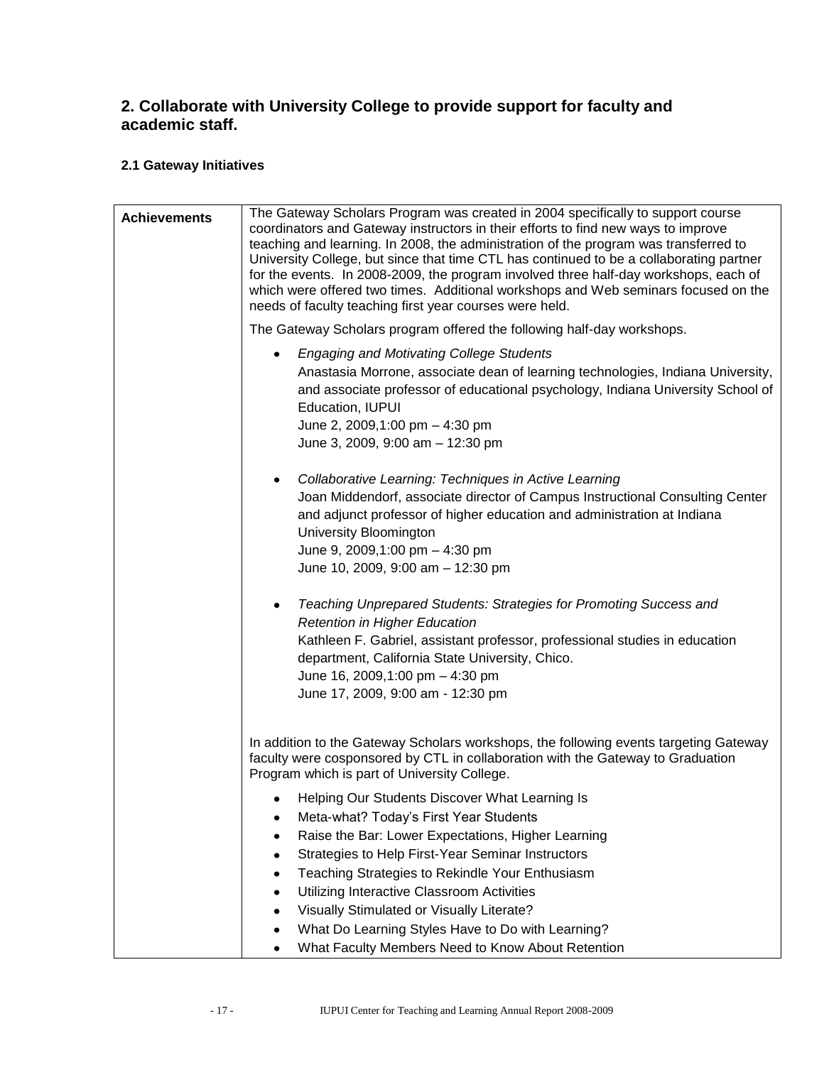## 2. Collaborate with University College to provide support for faculty and academic staff.

### 2.1 Gateway Initiatives

| **Achievements** | The Gateway Scholars Program was created in 2004 specifically to support course coordinators and Gateway instructors in their efforts to find new ways to improve teaching and learning. In 2008, the administration of the program was transferred to University College, but since that time CTL has continued to be a collaborating partner for the events. In 2008-2009, the program involved three half-day workshops, each of which were offered two times. Additional workshops and Web seminars focused on the needs of faculty teaching first year courses were held.<br><br>The Gateway Scholars program offered the following half-day workshops.<br><br>• *Engaging and Motivating College Students*<br>Anastasia Morrone, associate dean of learning technologies, Indiana University, and associate professor of educational psychology, Indiana University School of Education, IUPUI<br>June 2, 2009,1:00 pm – 4:30 pm<br>June 3, 2009, 9:00 am – 12:30 pm<br><br>• *Collaborative Learning: Techniques in Active Learning*<br>Joan Middendorf, associate director of Campus Instructional Consulting Center and adjunct professor of higher education and administration at Indiana University Bloomington<br>June 9, 2009,1:00 pm – 4:30 pm<br>June 10, 2009, 9:00 am – 12:30 pm<br><br>• *Teaching Unprepared Students: Strategies for Promoting Success and Retention in Higher Education*<br>Kathleen F. Gabriel, assistant professor, professional studies in education department, California State University, Chico.<br>June 16, 2009,1:00 pm – 4:30 pm<br>June 17, 2009, 9:00 am - 12:30 pm<br><br>In addition to the Gateway Scholars workshops, the following events targeting Gateway faculty were cosponsored by CTL in collaboration with the Gateway to Graduation Program which is part of University College.<br><br>• Helping Our Students Discover What Learning Is<br>• Meta-what? Today's First Year Students<br>• Raise the Bar: Lower Expectations, Higher Learning<br>• Strategies to Help First-Year Seminar Instructors<br>• Teaching Strategies to Rekindle Your Enthusiasm<br>• Utilizing Interactive Classroom Activities<br>• Visually Stimulated or Visually Literate?<br>• What Do Learning Styles Have to Do with Learning?<br>• What Faculty Members Need to Know About Retention |
|---|---|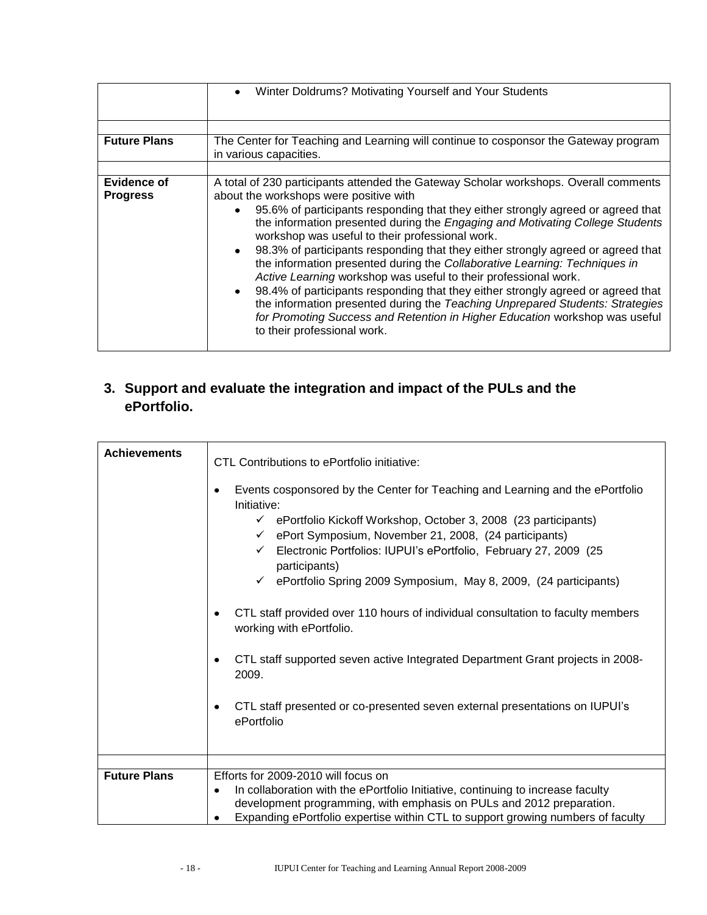| | |
|---|---|
| | • Winter Doldrums? Motivating Yourself and Your Students |
| | |
| **Future Plans** | The Center for Teaching and Learning will continue to cosponsor the Gateway program in various capacities. |
| | |
| **Evidence of Progress** | A total of 230 participants attended the Gateway Scholar workshops. Overall comments about the workshops were positive with<br>• 95.6% of participants responding that they either strongly agreed or agreed that the information presented during the *Engaging and Motivating College Students* workshop was useful to their professional work.<br>• 98.3% of participants responding that they either strongly agreed or agreed that the information presented during the *Collaborative Learning: Techniques in Active Learning* workshop was useful to their professional work.<br>• 98.4% of participants responding that they either strongly agreed or agreed that the information presented during the *Teaching Unprepared Students: Strategies for Promoting Success and Retention in Higher Education* workshop was useful to their professional work. |

## 3. Support and evaluate the integration and impact of the PULs and the ePortfolio.

| | |
|---|---|
| **Achievements** | CTL Contributions to ePortfolio initiative:<br>• Events cosponsored by the Center for Teaching and Learning and the ePortfolio Initiative:<br>✓ ePortfolio Kickoff Workshop, October 3, 2008 (23 participants)<br>✓ ePort Symposium, November 21, 2008, (24 participants)<br>✓ Electronic Portfolios: IUPUI's ePortfolio, February 27, 2009 (25 participants)<br>✓ ePortfolio Spring 2009 Symposium, May 8, 2009, (24 participants)<br>• CTL staff provided over 110 hours of individual consultation to faculty members working with ePortfolio.<br>• CTL staff supported seven active Integrated Department Grant projects in 2008-2009.<br>• CTL staff presented or co-presented seven external presentations on IUPUI's ePortfolio |
| | |
| **Future Plans** | Efforts for 2009-2010 will focus on<br>• In collaboration with the ePortfolio Initiative, continuing to increase faculty development programming, with emphasis on PULs and 2012 preparation.<br>• Expanding ePortfolio expertise within CTL to support growing numbers of faculty |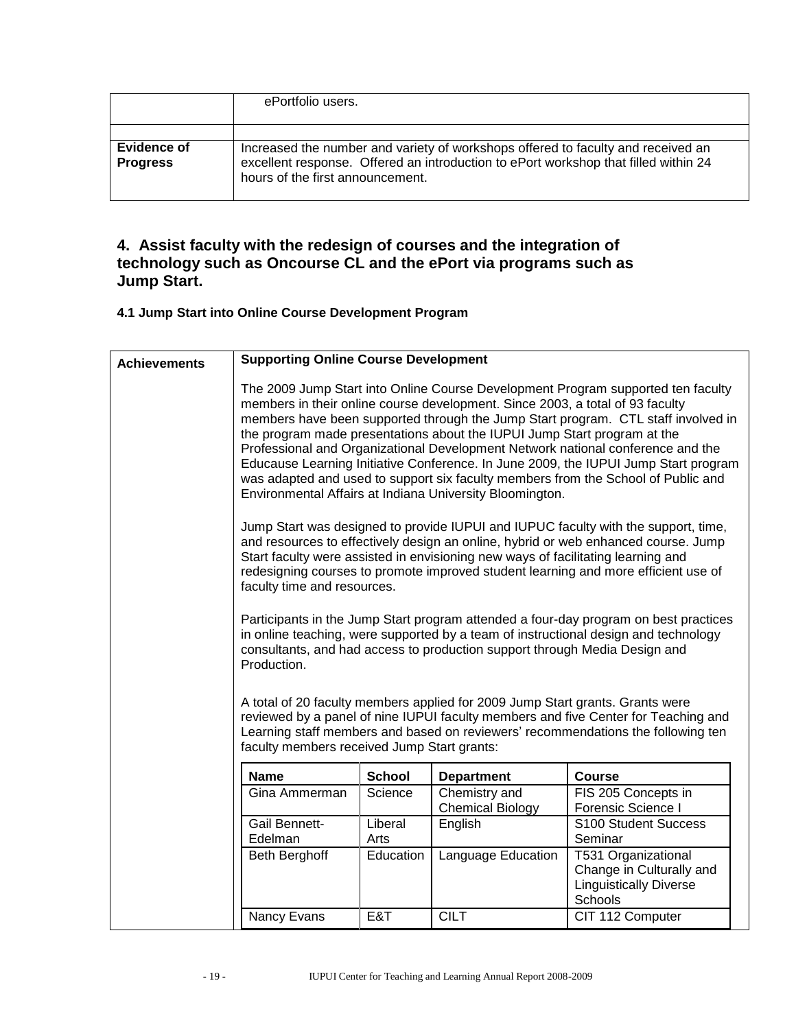| | |
|---|---|
| | ePortfolio users. |
| | |
| **Evidence of Progress** | Increased the number and variety of workshops offered to faculty and received an excellent response. Offered an introduction to ePort workshop that filled within 24 hours of the first announcement. |

## 4. Assist faculty with the redesign of courses and the integration of technology such as Oncourse CL and the ePort via programs such as Jump Start.

### 4.1 Jump Start into Online Course Development Program

**Achievements**

**Supporting Online Course Development**

The 2009 Jump Start into Online Course Development Program supported ten faculty members in their online course development. Since 2003, a total of 93 faculty members have been supported through the Jump Start program. CTL staff involved in the program made presentations about the IUPUI Jump Start program at the Professional and Organizational Development Network national conference and the Educause Learning Initiative Conference. In June 2009, the IUPUI Jump Start program was adapted and used to support six faculty members from the School of Public and Environmental Affairs at Indiana University Bloomington.

Jump Start was designed to provide IUPUI and IUPUC faculty with the support, time, and resources to effectively design an online, hybrid or web enhanced course. Jump Start faculty were assisted in envisioning new ways of facilitating learning and redesigning courses to promote improved student learning and more efficient use of faculty time and resources.

Participants in the Jump Start program attended a four-day program on best practices in online teaching, were supported by a team of instructional design and technology consultants, and had access to production support through Media Design and Production.

A total of 20 faculty members applied for 2009 Jump Start grants. Grants were reviewed by a panel of nine IUPUI faculty members and five Center for Teaching and Learning staff members and based on reviewers' recommendations the following ten faculty members received Jump Start grants:

| Name | School | Department | Course |
|---|---|---|---|
| Gina Ammerman | Science | Chemistry and Chemical Biology | FIS 205 Concepts in Forensic Science I |
| Gail Bennett-Edelman | Liberal Arts | English | S100 Student Success Seminar |
| Beth Berghoff | Education | Language Education | T531 Organizational Change in Culturally and Linguistically Diverse Schools |
| Nancy Evans | E&T | CILT | CIT 112 Computer |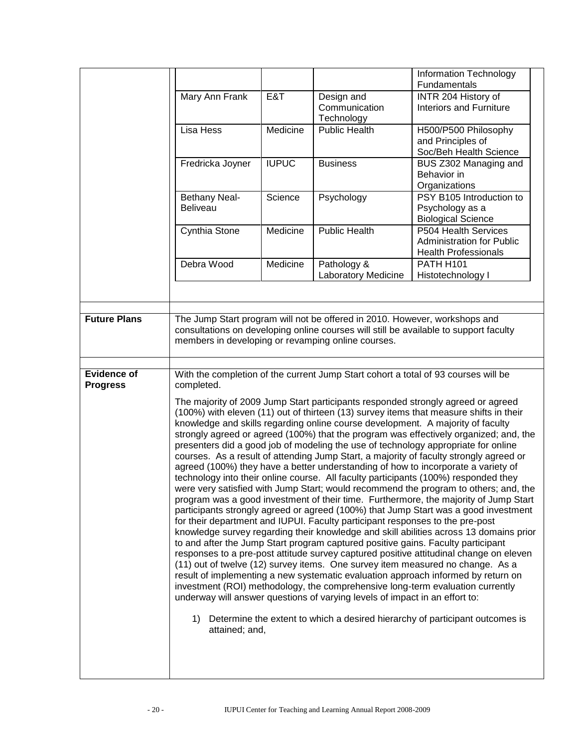| | | | |
|---|---|---|---|
| | | | Information Technology Fundamentals |
| Mary Ann Frank | E&T | Design and Communication Technology | INTR 204 History of Interiors and Furniture |
| Lisa Hess | Medicine | Public Health | H500/P500 Philosophy and Principles of Soc/Beh Health Science |
| Fredricka Joyner | IUPUC | Business | BUS Z302 Managing and Behavior in Organizations |
| Bethany Neal-Beliveau | Science | Psychology | PSY B105 Introduction to Psychology as a Biological Science |
| Cynthia Stone | Medicine | Public Health | P504 Health Services Administration for Public Health Professionals |
| Debra Wood | Medicine | Pathology & Laboratory Medicine | PATH H101 Histotechnology I |

**Future Plans**

The Jump Start program will not be offered in 2010. However, workshops and consultations on developing online courses will still be available to support faculty members in developing or revamping online courses.

**Evidence of Progress**

With the completion of the current Jump Start cohort a total of 93 courses will be completed.

The majority of 2009 Jump Start participants responded strongly agreed or agreed (100%) with eleven (11) out of thirteen (13) survey items that measure shifts in their knowledge and skills regarding online course development. A majority of faculty strongly agreed or agreed (100%) that the program was effectively organized; and, the presenters did a good job of modeling the use of technology appropriate for online courses. As a result of attending Jump Start, a majority of faculty strongly agreed or agreed (100%) they have a better understanding of how to incorporate a variety of technology into their online course. All faculty participants (100%) responded they were very satisfied with Jump Start; would recommend the program to others; and, the program was a good investment of their time. Furthermore, the majority of Jump Start participants strongly agreed or agreed (100%) that Jump Start was a good investment for their department and IUPUI. Faculty participant responses to the pre-post knowledge survey regarding their knowledge and skill abilities across 13 domains prior to and after the Jump Start program captured positive gains. Faculty participant responses to a pre-post attitude survey captured positive attitudinal change on eleven (11) out of twelve (12) survey items. One survey item measured no change. As a result of implementing a new systematic evaluation approach informed by return on investment (ROI) methodology, the comprehensive long-term evaluation currently underway will answer questions of varying levels of impact in an effort to:

1) Determine the extent to which a desired hierarchy of participant outcomes is attained; and,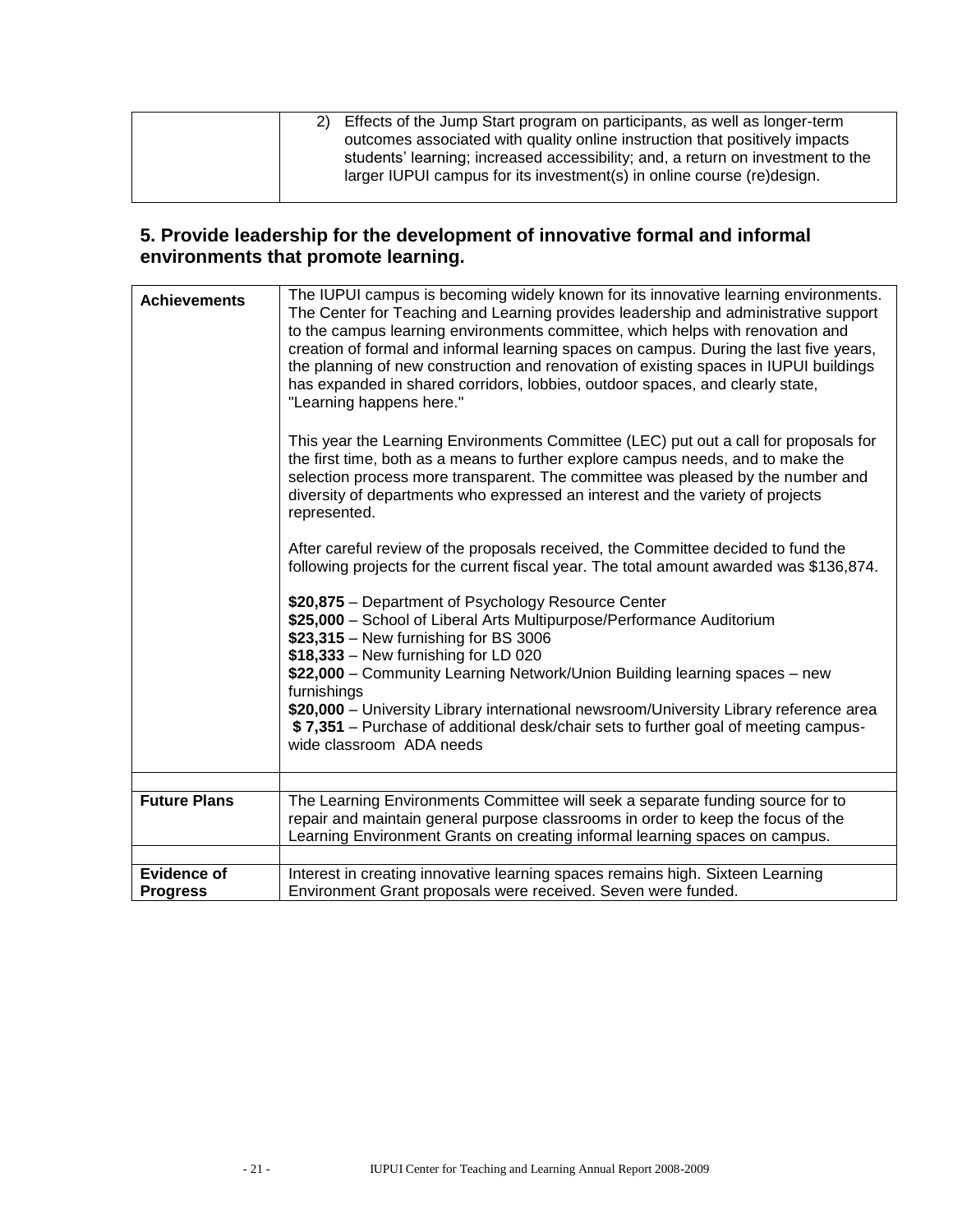|  |  |
|---|---|
|  | 2) Effects of the Jump Start program on participants, as well as longer-term outcomes associated with quality online instruction that positively impacts students' learning; increased accessibility; and, a return on investment to the larger IUPUI campus for its investment(s) in online course (re)design. |

## 5. Provide leadership for the development of innovative formal and informal environments that promote learning.

|  |  |
|---|---|
| **Achievements** | The IUPUI campus is becoming widely known for its innovative learning environments. The Center for Teaching and Learning provides leadership and administrative support to the campus learning environments committee, which helps with renovation and creation of formal and informal learning spaces on campus. During the last five years, the planning of new construction and renovation of existing spaces in IUPUI buildings has expanded in shared corridors, lobbies, outdoor spaces, and clearly state, "Learning happens here."<br><br>This year the Learning Environments Committee (LEC) put out a call for proposals for the first time, both as a means to further explore campus needs, and to make the selection process more transparent. The committee was pleased by the number and diversity of departments who expressed an interest and the variety of projects represented.<br><br>After careful review of the proposals received, the Committee decided to fund the following projects for the current fiscal year. The total amount awarded was $136,874.<br><br>**$20,875** – Department of Psychology Resource Center<br>**$25,000** – School of Liberal Arts Multipurpose/Performance Auditorium<br>**$23,315** – New furnishing for BS 3006<br>**$18,333** – New furnishing for LD 020<br>**$22,000** – Community Learning Network/Union Building learning spaces – new furnishings<br>**$20,000** – University Library international newsroom/University Library reference area<br>**$ 7,351** – Purchase of additional desk/chair sets to further goal of meeting campus-wide classroom ADA needs |
|  |  |
| **Future Plans** | The Learning Environments Committee will seek a separate funding source for to repair and maintain general purpose classrooms in order to keep the focus of the Learning Environment Grants on creating informal learning spaces on campus. |
|  |  |
| **Evidence of Progress** | Interest in creating innovative learning spaces remains high. Sixteen Learning Environment Grant proposals were received. Seven were funded. |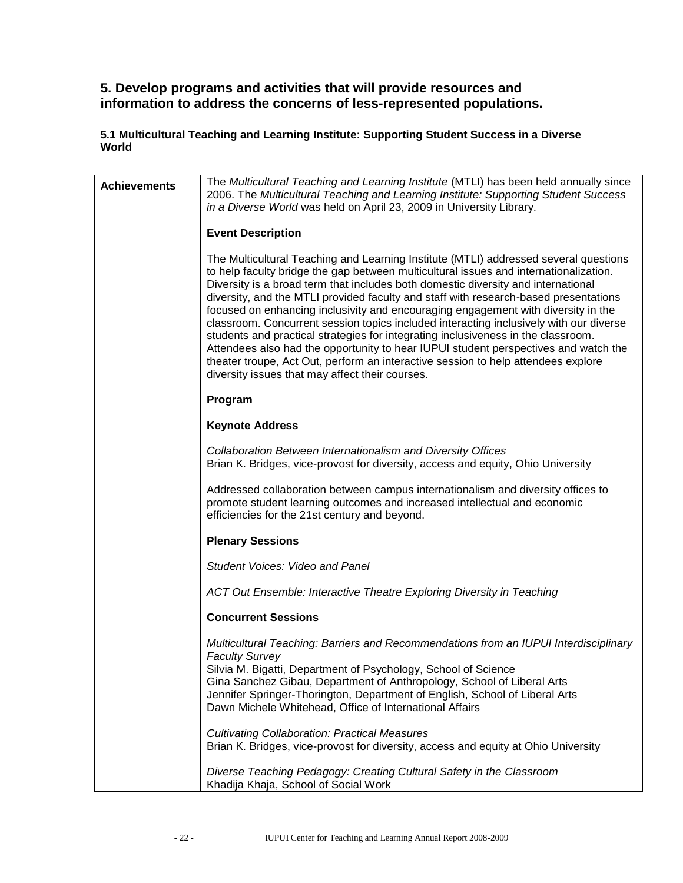## 5. Develop programs and activities that will provide resources and information to address the concerns of less-represented populations.

### 5.1 Multicultural Teaching and Learning Institute: Supporting Student Success in a Diverse World

| | |
|---|---|
| **Achievements** | The *Multicultural Teaching and Learning Institute* (MTLI) has been held annually since 2006. The *Multicultural Teaching and Learning Institute: Supporting Student Success in a Diverse World* was held on April 23, 2009 in University Library.<br><br>**Event Description**<br><br>The Multicultural Teaching and Learning Institute (MTLI) addressed several questions to help faculty bridge the gap between multicultural issues and internationalization. Diversity is a broad term that includes both domestic diversity and international diversity, and the MTLI provided faculty and staff with research-based presentations focused on enhancing inclusivity and encouraging engagement with diversity in the classroom. Concurrent session topics included interacting inclusively with our diverse students and practical strategies for integrating inclusiveness in the classroom. Attendees also had the opportunity to hear IUPUI student perspectives and watch the theater troupe, Act Out, perform an interactive session to help attendees explore diversity issues that may affect their courses.<br><br>**Program**<br><br>**Keynote Address**<br><br>*Collaboration Between Internationalism and Diversity Offices*<br>Brian K. Bridges, vice-provost for diversity, access and equity, Ohio University<br><br>Addressed collaboration between campus internationalism and diversity offices to promote student learning outcomes and increased intellectual and economic efficiencies for the 21st century and beyond.<br><br>**Plenary Sessions**<br><br>*Student Voices: Video and Panel*<br><br>*ACT Out Ensemble: Interactive Theatre Exploring Diversity in Teaching*<br><br>**Concurrent Sessions**<br><br>*Multicultural Teaching: Barriers and Recommendations from an IUPUI Interdisciplinary Faculty Survey*<br>Silvia M. Bigatti, Department of Psychology, School of Science<br>Gina Sanchez Gibau, Department of Anthropology, School of Liberal Arts<br>Jennifer Springer-Thorington, Department of English, School of Liberal Arts<br>Dawn Michele Whitehead, Office of International Affairs<br><br>*Cultivating Collaboration: Practical Measures*<br>Brian K. Bridges, vice-provost for diversity, access and equity at Ohio University<br><br>*Diverse Teaching Pedagogy: Creating Cultural Safety in the Classroom*<br>Khadija Khaja, School of Social Work |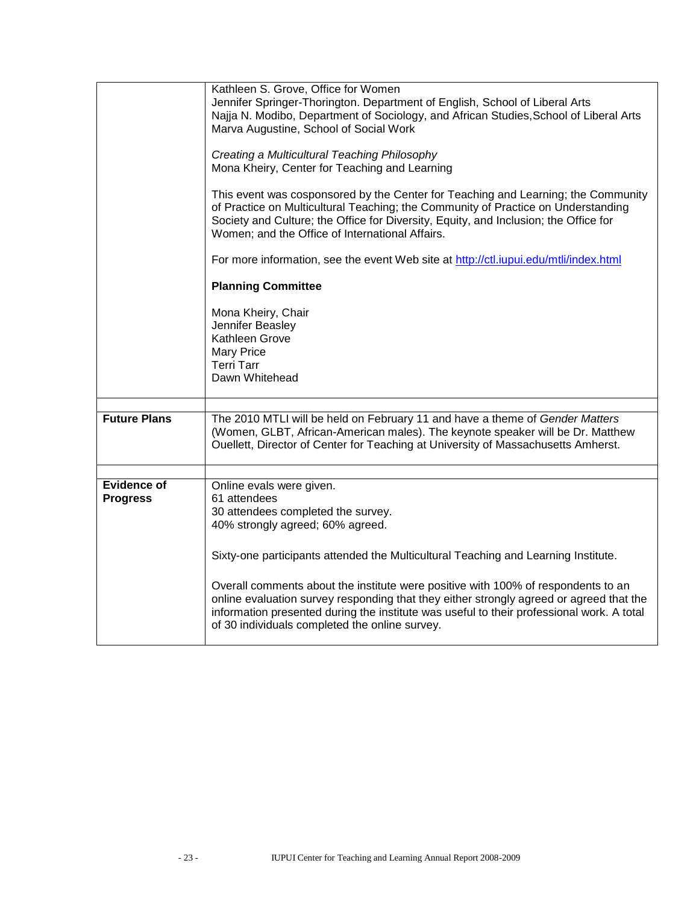| | |
|---|---|
| | Kathleen S. Grove, Office for Women<br>Jennifer Springer-Thorington. Department of English, School of Liberal Arts<br>Najja N. Modibo, Department of Sociology, and African Studies,School of Liberal Arts<br>Marva Augustine, School of Social Work<br><br>*Creating a Multicultural Teaching Philosophy*<br>Mona Kheiry, Center for Teaching and Learning<br><br>This event was cosponsored by the Center for Teaching and Learning; the Community of Practice on Multicultural Teaching; the Community of Practice on Understanding Society and Culture; the Office for Diversity, Equity, and Inclusion; the Office for Women; and the Office of International Affairs.<br><br>For more information, see the event Web site at http://ctl.iupui.edu/mtli/index.html<br><br>**Planning Committee**<br><br>Mona Kheiry, Chair<br>Jennifer Beasley<br>Kathleen Grove<br>Mary Price<br>Terri Tarr<br>Dawn Whitehead |
| | |
| **Future Plans** | The 2010 MTLI will be held on February 11 and have a theme of *Gender Matters* (Women, GLBT, African-American males). The keynote speaker will be Dr. Matthew Ouellett, Director of Center for Teaching at University of Massachusetts Amherst. |
| | |
| **Evidence of Progress** | Online evals were given.<br>61 attendees<br>30 attendees completed the survey.<br>40% strongly agreed; 60% agreed.<br><br>Sixty-one participants attended the Multicultural Teaching and Learning Institute.<br><br>Overall comments about the institute were positive with 100% of respondents to an online evaluation survey responding that they either strongly agreed or agreed that the information presented during the institute was useful to their professional work. A total of 30 individuals completed the online survey. |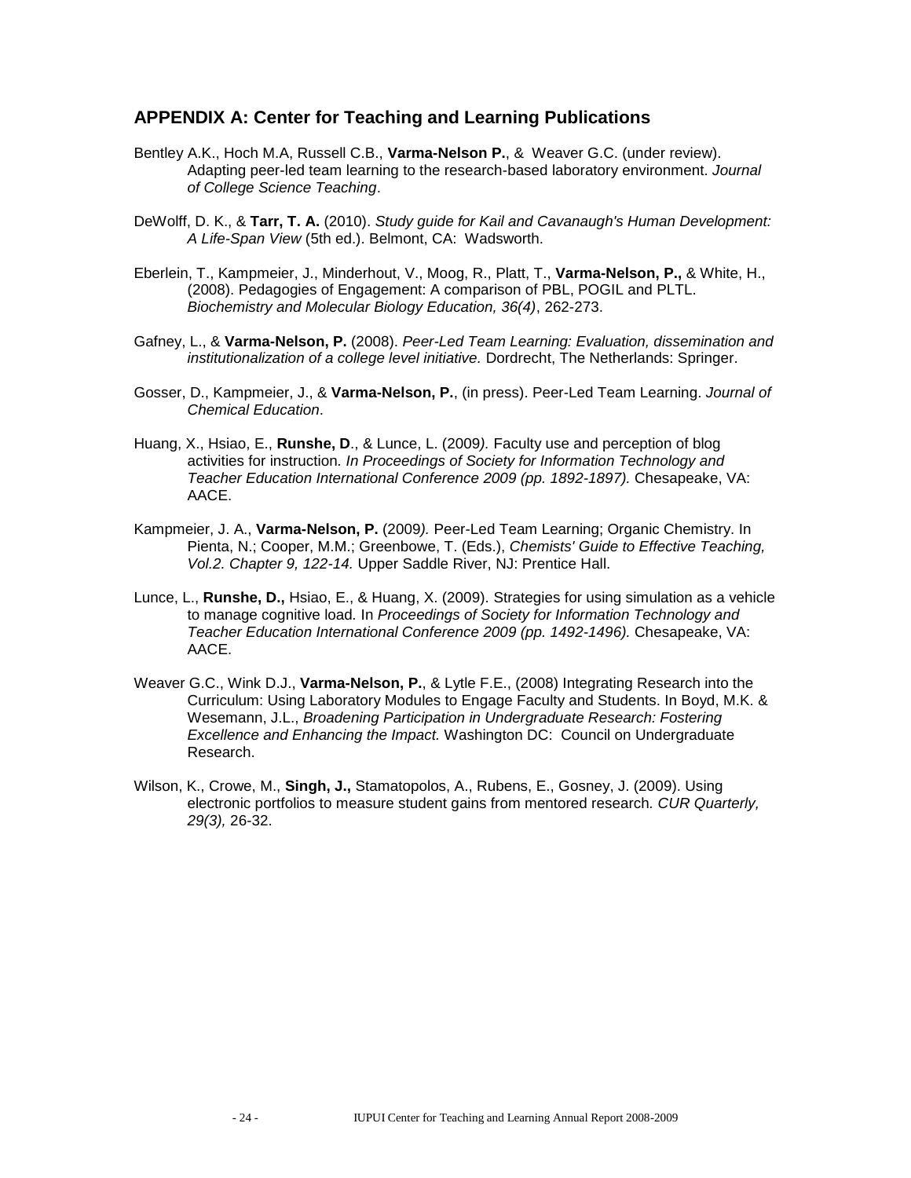## APPENDIX A: Center for Teaching and Learning Publications

Bentley A.K., Hoch M.A, Russell C.B., **Varma-Nelson P.**, & Weaver G.C. (under review). Adapting peer-led team learning to the research-based laboratory environment. *Journal of College Science Teaching*.

DeWolff, D. K., & **Tarr, T. A.** (2010). *Study guide for Kail and Cavanaugh's Human Development: A Life-Span View* (5th ed.). Belmont, CA: Wadsworth.

Eberlein, T., Kampmeier, J., Minderhout, V., Moog, R., Platt, T., **Varma-Nelson, P.,** & White, H., (2008). Pedagogies of Engagement: A comparison of PBL, POGIL and PLTL. *Biochemistry and Molecular Biology Education, 36(4)*, 262-273.

Gafney, L., & **Varma-Nelson, P.** (2008). *Peer-Led Team Learning: Evaluation, dissemination and institutionalization of a college level initiative.* Dordrecht, The Netherlands: Springer.

Gosser, D., Kampmeier, J., & **Varma-Nelson, P.**, (in press). Peer-Led Team Learning. *Journal of Chemical Education*.

Huang, X., Hsiao, E., **Runshe, D**., & Lunce, L. (2009*).* Faculty use and perception of blog activities for instruction*. In Proceedings of Society for Information Technology and Teacher Education International Conference 2009 (pp. 1892-1897).* Chesapeake, VA: AACE.

Kampmeier, J. A., **Varma-Nelson, P.** (2009*).* Peer-Led Team Learning; Organic Chemistry. In Pienta, N.; Cooper, M.M.; Greenbowe, T. (Eds.), *Chemists' Guide to Effective Teaching, Vol.2. Chapter 9, 122-14.* Upper Saddle River, NJ: Prentice Hall.

Lunce, L., **Runshe, D.,** Hsiao, E., & Huang, X. (2009). Strategies for using simulation as a vehicle to manage cognitive load*.* In *Proceedings of Society for Information Technology and Teacher Education International Conference 2009 (pp. 1492-1496).* Chesapeake, VA: AACE.

Weaver G.C., Wink D.J., **Varma-Nelson, P.**, & Lytle F.E., (2008) Integrating Research into the Curriculum: Using Laboratory Modules to Engage Faculty and Students. In Boyd, M.K. & Wesemann, J.L., *Broadening Participation in Undergraduate Research: Fostering Excellence and Enhancing the Impact.* Washington DC: Council on Undergraduate Research.

Wilson, K., Crowe, M., **Singh, J.,** Stamatopolos, A., Rubens, E., Gosney, J. (2009). Using electronic portfolios to measure student gains from mentored research*. CUR Quarterly, 29(3),* 26-32.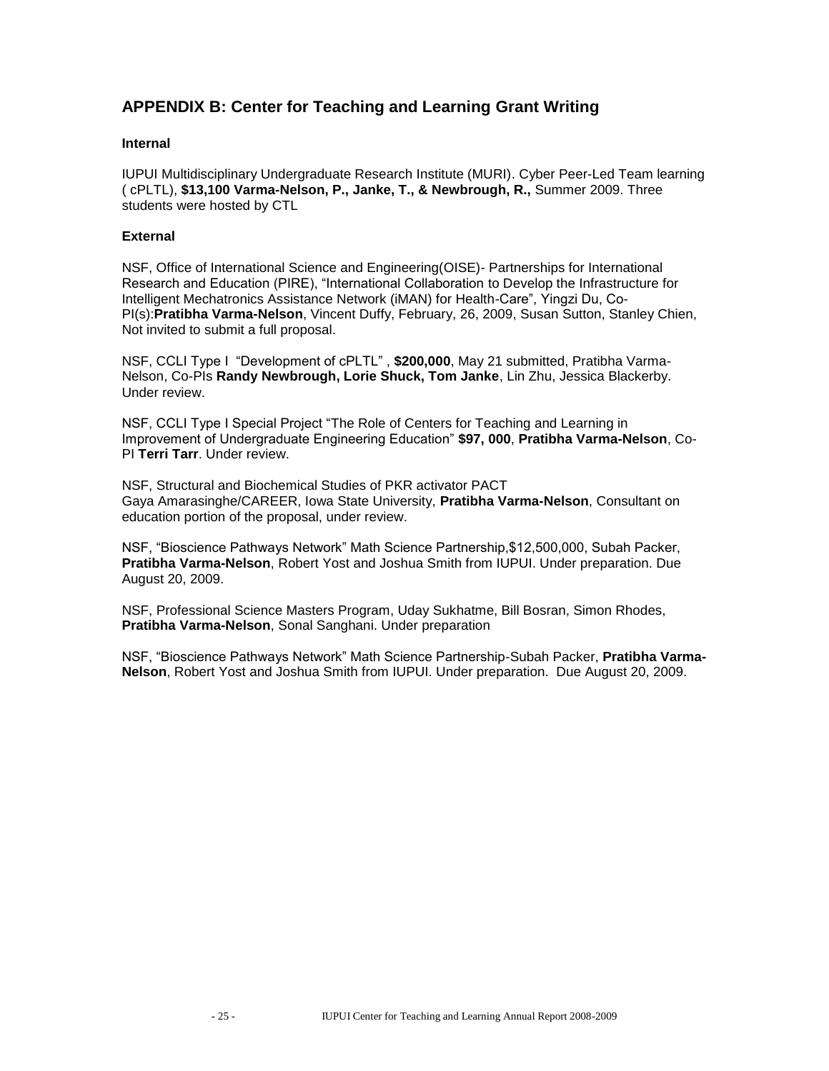## APPENDIX B: Center for Teaching and Learning Grant Writing

### Internal

IUPUI Multidisciplinary Undergraduate Research Institute (MURI). Cyber Peer-Led Team learning ( cPLTL), **$13,100 Varma-Nelson, P., Janke, T., & Newbrough, R.,** Summer 2009. Three students were hosted by CTL

### External

NSF, Office of International Science and Engineering(OISE)- Partnerships for International Research and Education (PIRE), "International Collaboration to Develop the Infrastructure for Intelligent Mechatronics Assistance Network (iMAN) for Health-Care", Yingzi Du, Co-PI(s):**Pratibha Varma-Nelson**, Vincent Duffy, February, 26, 2009, Susan Sutton, Stanley Chien, Not invited to submit a full proposal.

NSF, CCLI Type I "Development of cPLTL" , **$200,000**, May 21 submitted, Pratibha Varma-Nelson, Co-PIs **Randy Newbrough, Lorie Shuck, Tom Janke**, Lin Zhu, Jessica Blackerby. Under review.

NSF, CCLI Type I Special Project "The Role of Centers for Teaching and Learning in Improvement of Undergraduate Engineering Education" **$97, 000**, **Pratibha Varma-Nelson**, Co-PI **Terri Tarr**. Under review.

NSF, Structural and Biochemical Studies of PKR activator PACT
Gaya Amarasinghe/CAREER, Iowa State University, **Pratibha Varma-Nelson**, Consultant on education portion of the proposal, under review.

NSF, "Bioscience Pathways Network" Math Science Partnership,$12,500,000, Subah Packer, **Pratibha Varma-Nelson**, Robert Yost and Joshua Smith from IUPUI. Under preparation. Due August 20, 2009.

NSF, Professional Science Masters Program, Uday Sukhatme, Bill Bosran, Simon Rhodes, **Pratibha Varma-Nelson**, Sonal Sanghani. Under preparation

NSF, "Bioscience Pathways Network" Math Science Partnership-Subah Packer, **Pratibha Varma-Nelson**, Robert Yost and Joshua Smith from IUPUI. Under preparation. Due August 20, 2009.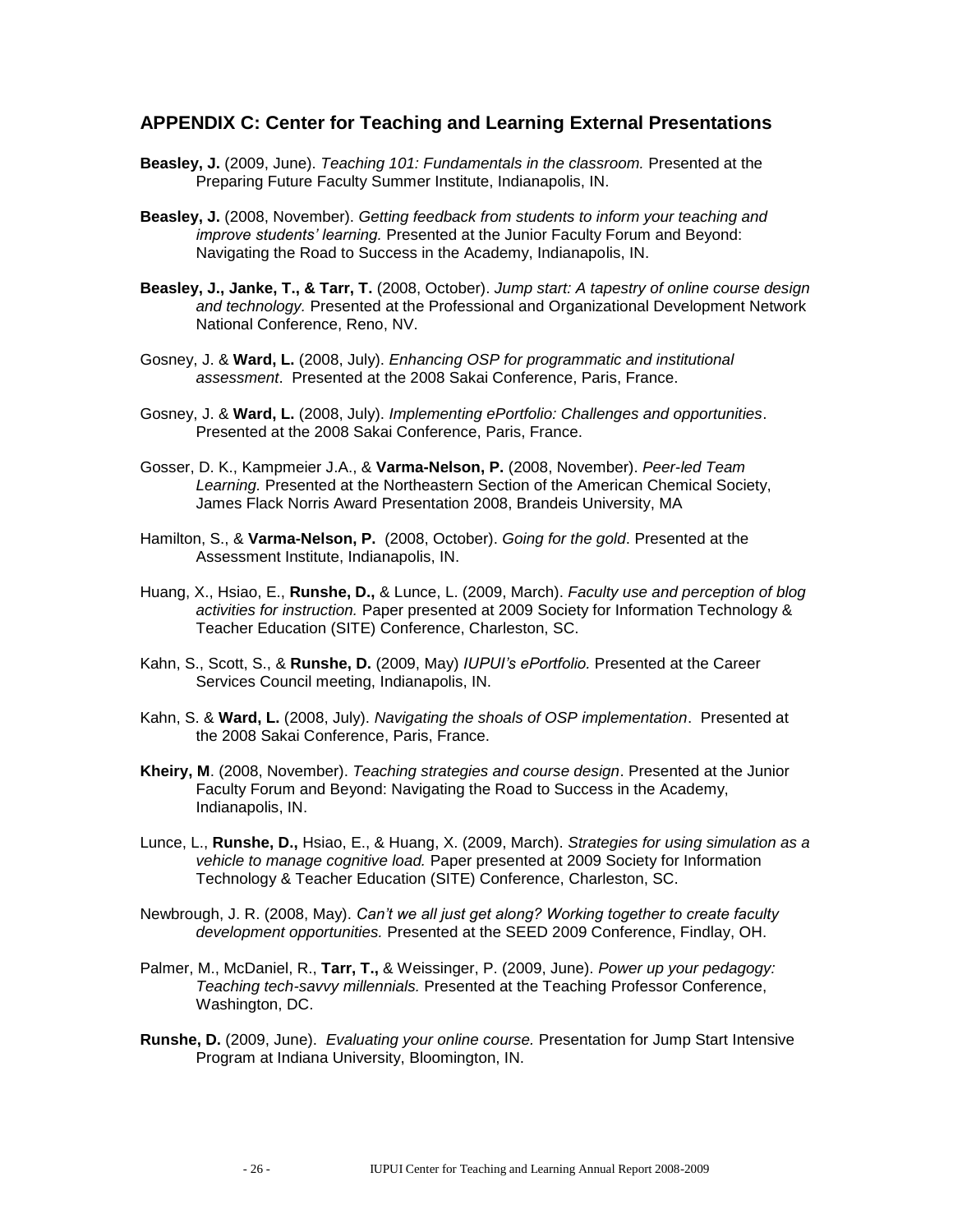## APPENDIX C: Center for Teaching and Learning External Presentations

**Beasley, J.** (2009, June). *Teaching 101: Fundamentals in the classroom.* Presented at the Preparing Future Faculty Summer Institute, Indianapolis, IN.

**Beasley, J.** (2008, November). *Getting feedback from students to inform your teaching and improve students' learning.* Presented at the Junior Faculty Forum and Beyond: Navigating the Road to Success in the Academy, Indianapolis, IN.

**Beasley, J., Janke, T., & Tarr, T.** (2008, October). *Jump start: A tapestry of online course design and technology.* Presented at the Professional and Organizational Development Network National Conference, Reno, NV.

Gosney, J. & **Ward, L.** (2008, July). *Enhancing OSP for programmatic and institutional assessment*. Presented at the 2008 Sakai Conference, Paris, France.

Gosney, J. & **Ward, L.** (2008, July). *Implementing ePortfolio: Challenges and opportunities*. Presented at the 2008 Sakai Conference, Paris, France.

Gosser, D. K., Kampmeier J.A., & **Varma-Nelson, P.** (2008, November). *Peer-led Team Learning.* Presented at the Northeastern Section of the American Chemical Society, James Flack Norris Award Presentation 2008, Brandeis University, MA

Hamilton, S., & **Varma-Nelson, P.** (2008, October). *Going for the gold*. Presented at the Assessment Institute, Indianapolis, IN.

Huang, X., Hsiao, E., **Runshe, D.,** & Lunce, L. (2009, March). *Faculty use and perception of blog activities for instruction.* Paper presented at 2009 Society for Information Technology & Teacher Education (SITE) Conference, Charleston, SC.

Kahn, S., Scott, S., & **Runshe, D.** (2009, May) *IUPUI's ePortfolio.* Presented at the Career Services Council meeting, Indianapolis, IN.

Kahn, S. & **Ward, L.** (2008, July). *Navigating the shoals of OSP implementation*. Presented at the 2008 Sakai Conference, Paris, France.

**Kheiry, M**. (2008, November). *Teaching strategies and course design*. Presented at the Junior Faculty Forum and Beyond: Navigating the Road to Success in the Academy, Indianapolis, IN.

Lunce, L., **Runshe, D.,** Hsiao, E., & Huang, X. (2009, March). *Strategies for using simulation as a vehicle to manage cognitive load.* Paper presented at 2009 Society for Information Technology & Teacher Education (SITE) Conference, Charleston, SC.

Newbrough, J. R. (2008, May). *Can't we all just get along? Working together to create faculty development opportunities.* Presented at the SEED 2009 Conference, Findlay, OH.

Palmer, M., McDaniel, R., **Tarr, T.,** & Weissinger, P. (2009, June). *Power up your pedagogy: Teaching tech-savvy millennials.* Presented at the Teaching Professor Conference, Washington, DC.

**Runshe, D.** (2009, June). *Evaluating your online course.* Presentation for Jump Start Intensive Program at Indiana University, Bloomington, IN.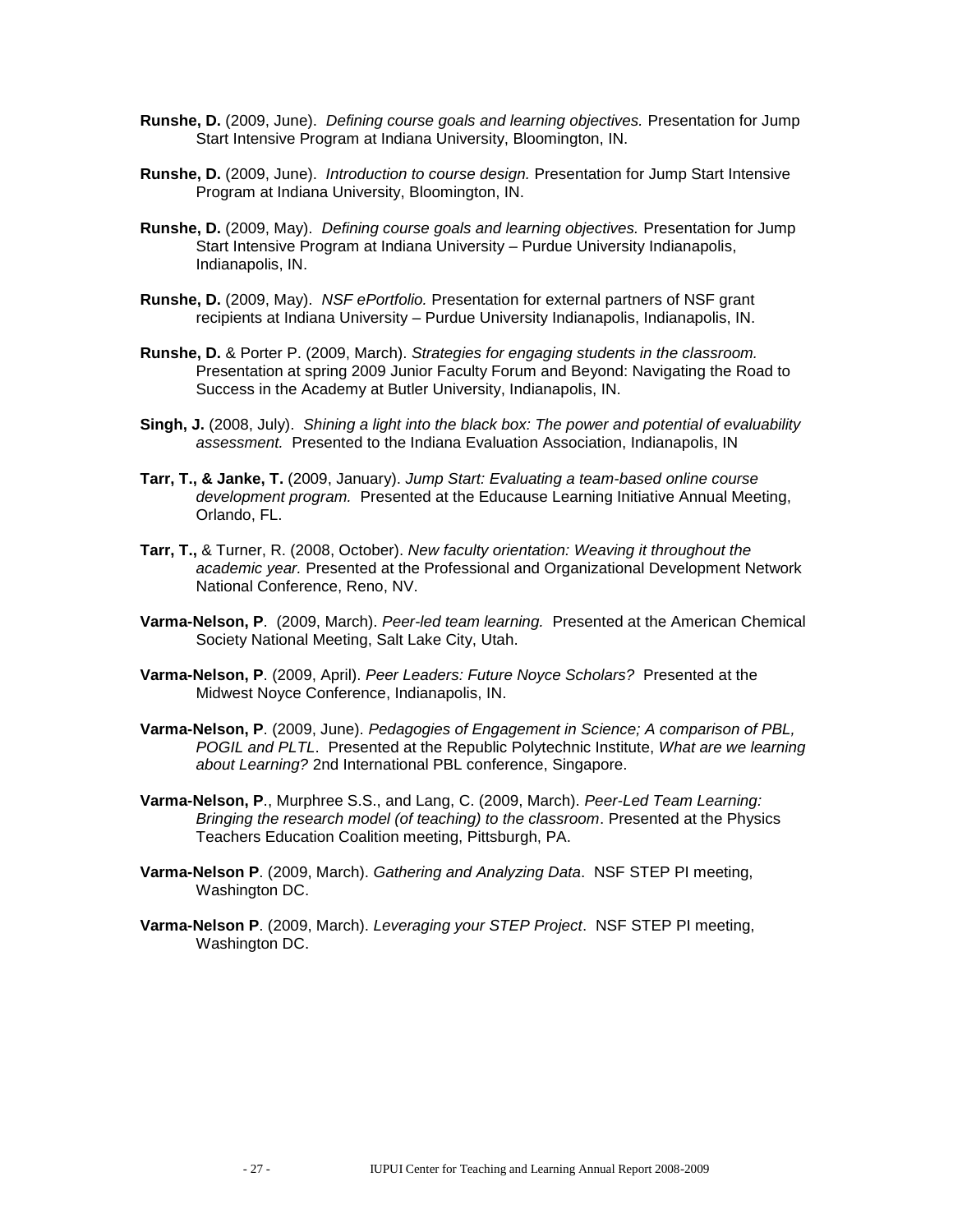**Runshe, D.** (2009, June). *Defining course goals and learning objectives.* Presentation for Jump Start Intensive Program at Indiana University, Bloomington, IN.

**Runshe, D.** (2009, June). *Introduction to course design.* Presentation for Jump Start Intensive Program at Indiana University, Bloomington, IN.

**Runshe, D.** (2009, May). *Defining course goals and learning objectives.* Presentation for Jump Start Intensive Program at Indiana University – Purdue University Indianapolis, Indianapolis, IN.

**Runshe, D.** (2009, May). *NSF ePortfolio.* Presentation for external partners of NSF grant recipients at Indiana University – Purdue University Indianapolis, Indianapolis, IN.

**Runshe, D.** & Porter P. (2009, March). *Strategies for engaging students in the classroom.* Presentation at spring 2009 Junior Faculty Forum and Beyond: Navigating the Road to Success in the Academy at Butler University, Indianapolis, IN.

**Singh, J.** (2008, July). *Shining a light into the black box: The power and potential of evaluability assessment.* Presented to the Indiana Evaluation Association, Indianapolis, IN

**Tarr, T., & Janke, T.** (2009, January). *Jump Start: Evaluating a team-based online course development program.* Presented at the Educause Learning Initiative Annual Meeting, Orlando, FL.

**Tarr, T.,** & Turner, R. (2008, October). *New faculty orientation: Weaving it throughout the academic year.* Presented at the Professional and Organizational Development Network National Conference, Reno, NV.

**Varma-Nelson, P**. (2009, March). *Peer-led team learning.* Presented at the American Chemical Society National Meeting, Salt Lake City, Utah.

**Varma-Nelson, P**. (2009, April). *Peer Leaders: Future Noyce Scholars?* Presented at the Midwest Noyce Conference, Indianapolis, IN.

**Varma-Nelson, P**. (2009, June). *Pedagogies of Engagement in Science; A comparison of PBL, POGIL and PLTL*. Presented at the Republic Polytechnic Institute, *What are we learning about Learning?* 2nd International PBL conference, Singapore.

**Varma-Nelson, P**., Murphree S.S., and Lang, C. (2009, March). *Peer-Led Team Learning: Bringing the research model (of teaching) to the classroom*. Presented at the Physics Teachers Education Coalition meeting, Pittsburgh, PA.

**Varma-Nelson P**. (2009, March). *Gathering and Analyzing Data*. NSF STEP PI meeting, Washington DC.

**Varma-Nelson P**. (2009, March). *Leveraging your STEP Project*. NSF STEP PI meeting, Washington DC.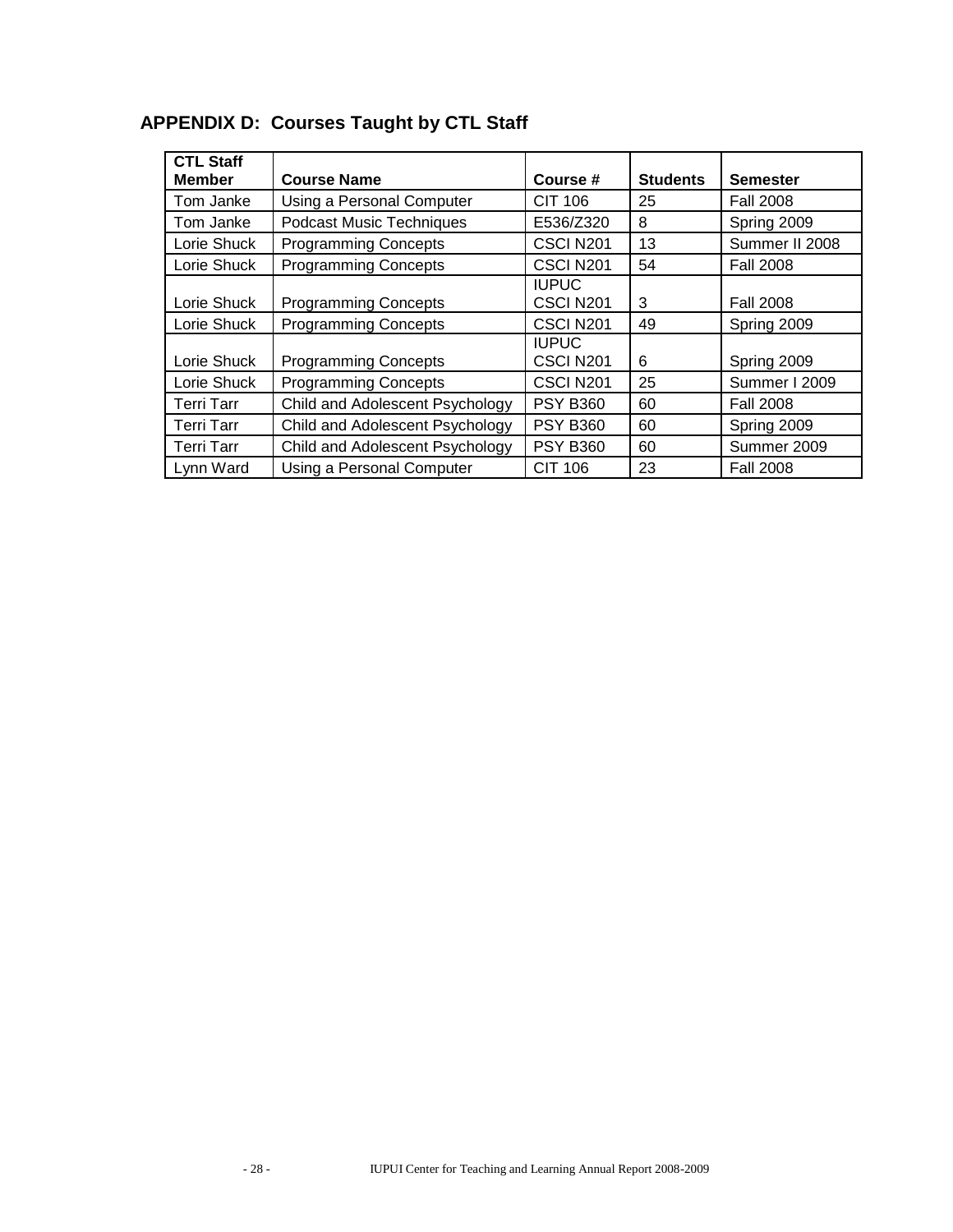## APPENDIX D: Courses Taught by CTL Staff

| CTL Staff Member | Course Name | Course # | Students | Semester |
|---|---|---|---|---|
| Tom Janke | Using a Personal Computer | CIT 106 | 25 | Fall 2008 |
| Tom Janke | Podcast Music Techniques | E536/Z320 | 8 | Spring 2009 |
| Lorie Shuck | Programming Concepts | CSCI N201 | 13 | Summer II 2008 |
| Lorie Shuck | Programming Concepts | CSCI N201 | 54 | Fall 2008 |
| Lorie Shuck | Programming Concepts | IUPUC CSCI N201 | 3 | Fall 2008 |
| Lorie Shuck | Programming Concepts | CSCI N201 | 49 | Spring 2009 |
| Lorie Shuck | Programming Concepts | IUPUC CSCI N201 | 6 | Spring 2009 |
| Lorie Shuck | Programming Concepts | CSCI N201 | 25 | Summer I 2009 |
| Terri Tarr | Child and Adolescent Psychology | PSY B360 | 60 | Fall 2008 |
| Terri Tarr | Child and Adolescent Psychology | PSY B360 | 60 | Spring 2009 |
| Terri Tarr | Child and Adolescent Psychology | PSY B360 | 60 | Summer 2009 |
| Lynn Ward | Using a Personal Computer | CIT 106 | 23 | Fall 2008 |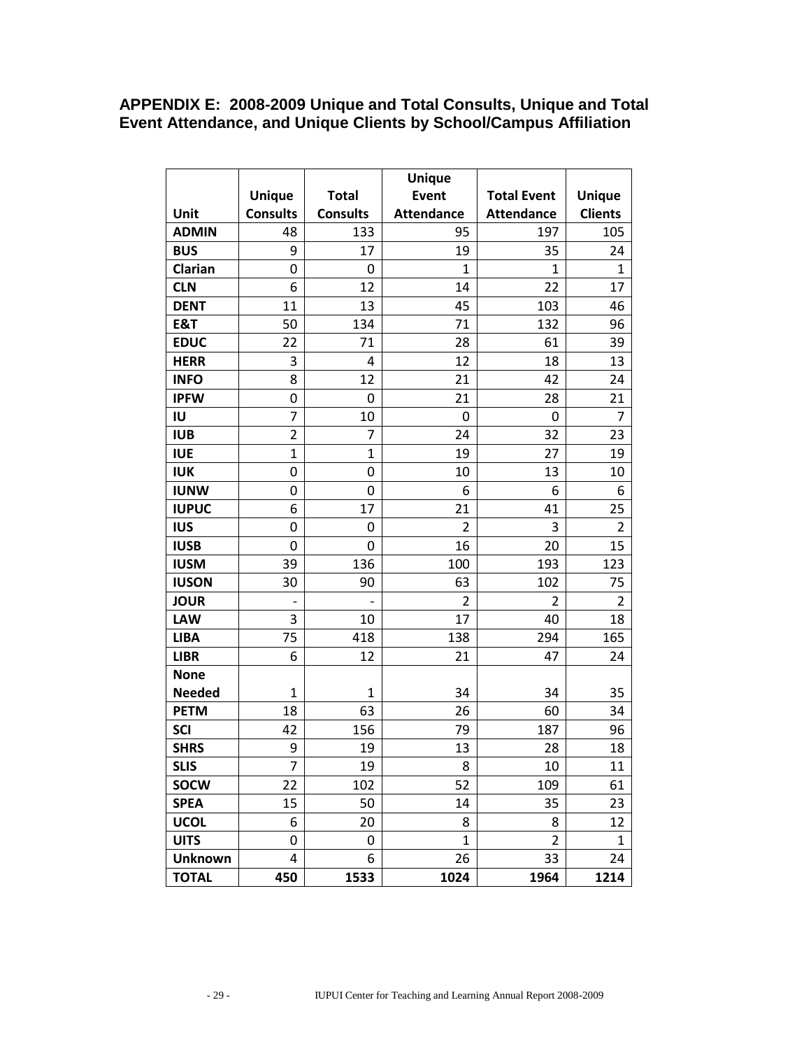## APPENDIX E: 2008-2009 Unique and Total Consults, Unique and Total Event Attendance, and Unique Clients by School/Campus Affiliation

| Unit | Unique Consults | Total Consults | Unique Event Attendance | Total Event Attendance | Unique Clients |
|---|---|---|---|---|---|
| **ADMIN** | 48 | 133 | 95 | 197 | 105 |
| **BUS** | 9 | 17 | 19 | 35 | 24 |
| **Clarian** | 0 | 0 | 1 | 1 | 1 |
| **CLN** | 6 | 12 | 14 | 22 | 17 |
| **DENT** | 11 | 13 | 45 | 103 | 46 |
| **E&T** | 50 | 134 | 71 | 132 | 96 |
| **EDUC** | 22 | 71 | 28 | 61 | 39 |
| **HERR** | 3 | 4 | 12 | 18 | 13 |
| **INFO** | 8 | 12 | 21 | 42 | 24 |
| **IPFW** | 0 | 0 | 21 | 28 | 21 |
| **IU** | 7 | 10 | 0 | 0 | 7 |
| **IUB** | 2 | 7 | 24 | 32 | 23 |
| **IUE** | 1 | 1 | 19 | 27 | 19 |
| **IUK** | 0 | 0 | 10 | 13 | 10 |
| **IUNW** | 0 | 0 | 6 | 6 | 6 |
| **IUPUC** | 6 | 17 | 21 | 41 | 25 |
| **IUS** | 0 | 0 | 2 | 3 | 2 |
| **IUSB** | 0 | 0 | 16 | 20 | 15 |
| **IUSM** | 39 | 136 | 100 | 193 | 123 |
| **IUSON** | 30 | 90 | 63 | 102 | 75 |
| **JOUR** | - | - | 2 | 2 | 2 |
| **LAW** | 3 | 10 | 17 | 40 | 18 |
| **LIBA** | 75 | 418 | 138 | 294 | 165 |
| **LIBR** | 6 | 12 | 21 | 47 | 24 |
| **None Needed** | 1 | 1 | 34 | 34 | 35 |
| **PETM** | 18 | 63 | 26 | 60 | 34 |
| **SCI** | 42 | 156 | 79 | 187 | 96 |
| **SHRS** | 9 | 19 | 13 | 28 | 18 |
| **SLIS** | 7 | 19 | 8 | 10 | 11 |
| **SOCW** | 22 | 102 | 52 | 109 | 61 |
| **SPEA** | 15 | 50 | 14 | 35 | 23 |
| **UCOL** | 6 | 20 | 8 | 8 | 12 |
| **UITS** | 0 | 0 | 1 | 2 | 1 |
| **Unknown** | 4 | 6 | 26 | 33 | 24 |
| **TOTAL** | **450** | **1533** | **1024** | **1964** | **1214** |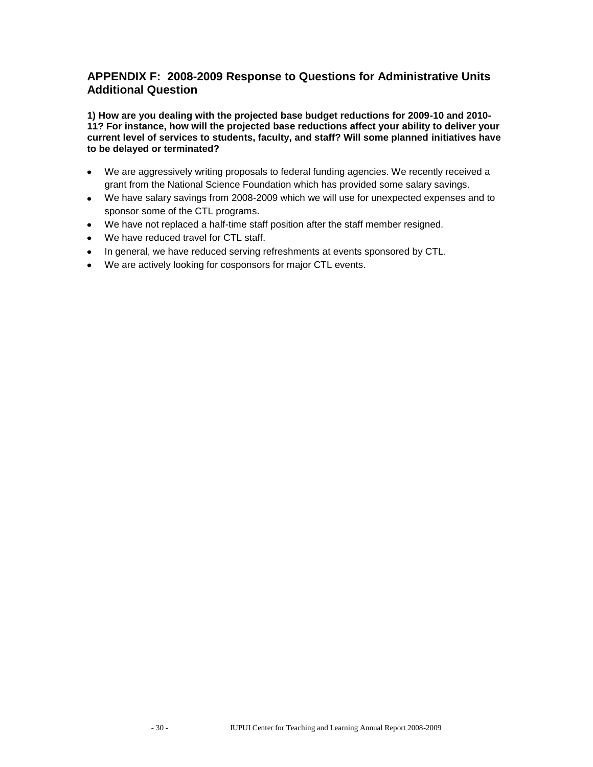## APPENDIX F: 2008-2009 Response to Questions for Administrative Units Additional Question

**1) How are you dealing with the projected base budget reductions for 2009-10 and 2010-11? For instance, how will the projected base reductions affect your ability to deliver your current level of services to students, faculty, and staff? Will some planned initiatives have to be delayed or terminated?**

- We are aggressively writing proposals to federal funding agencies. We recently received a grant from the National Science Foundation which has provided some salary savings.
- We have salary savings from 2008-2009 which we will use for unexpected expenses and to sponsor some of the CTL programs.
- We have not replaced a half-time staff position after the staff member resigned.
- We have reduced travel for CTL staff.
- In general, we have reduced serving refreshments at events sponsored by CTL.
- We are actively looking for cosponsors for major CTL events.